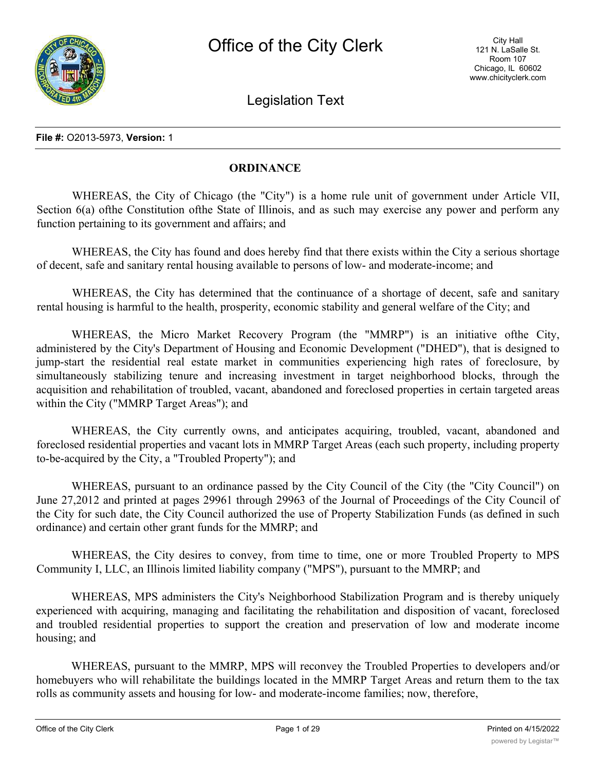**File #:** O2013-5973, **Version:** 1

## ORDINANCE

WHEREAS, the City of Chicago (the "City") is a home rule unit of government under Article VII, Section 6(a) ofthe Constitution ofthe State of Illinois, and as such may exercise any power and perform any function pertaining to its government and affairs; and

WHEREAS, the City has found and does hereby find that there exists within the City a serious shortage of decent, safe and sanitary rental housing available to persons of low- and moderate-income; and

WHEREAS, the City has determined that the continuance of a shortage of decent, safe and sanitary rental housing is harmful to the health, prosperity, economic stability and general welfare of the City; and

WHEREAS, the Micro Market Recovery Program (the "MMRP") is an initiative ofthe City, administered by the City's Department of Housing and Economic Development ("DHED"), that is designed to jump-start the residential real estate market in communities experiencing high rates of foreclosure, by simultaneously stabilizing tenure and increasing investment in target neighborhood blocks, through the acquisition and rehabilitation of troubled, vacant, abandoned and foreclosed properties in certain targeted areas within the City ("MMRP Target Areas"); and

WHEREAS, the City currently owns, and anticipates acquiring, troubled, vacant, abandoned and foreclosed residential properties and vacant lots in MMRP Target Areas (each such property, including property to-be-acquired by the City, a "Troubled Property"); and

WHEREAS, pursuant to an ordinance passed by the City Council of the City (the "City Council") on June 27,2012 and printed at pages 29961 through 29963 of the Journal of Proceedings of the City Council of the City for such date, the City Council authorized the use of Property Stabilization Funds (as defined in such ordinance) and certain other grant funds for the MMRP; and

WHEREAS, the City desires to convey, from time to time, one or more Troubled Property to MPS Community I, LLC, an Illinois limited liability company ("MPS"), pursuant to the MMRP; and

WHEREAS, MPS administers the City's Neighborhood Stabilization Program and is thereby uniquely experienced with acquiring, managing and facilitating the rehabilitation and disposition of vacant, foreclosed and troubled residential properties to support the creation and preservation of low and moderate income housing; and

WHEREAS, pursuant to the MMRP, MPS will reconvey the Troubled Properties to developers and/or homebuyers who will rehabilitate the buildings located in the MMRP Target Areas and return them to the tax rolls as community assets and housing for low- and moderate-income families; now, therefore,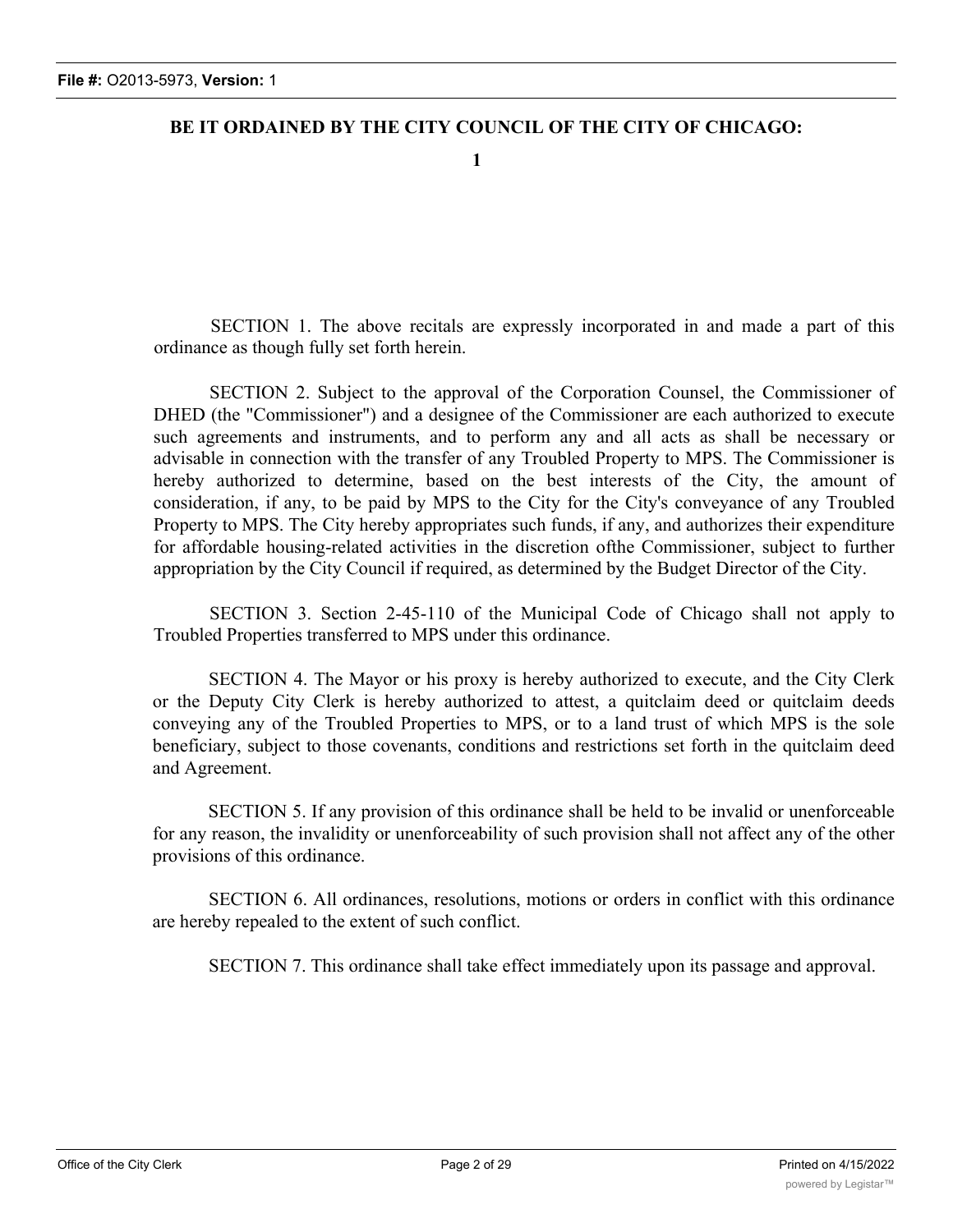**BE IT ORDAINED BY THE CITY COUNCIL OF THE CITY OF CHICAGO:**

**1**

SECTION 1. The above recitals are expressly incorporated in and made a part of this ordinance as though fully set forth herein.

SECTION 2. Subject to the approval of the Corporation Counsel, the Commissioner of DHED (the "Commissioner") and a designee of the Commissioner are each authorized to execute such agreements and instruments, and to perform any and all acts as shall be necessary or advisable in connection with the transfer of any Troubled Property to MPS. The Commissioner is hereby authorized to determine, based on the best interests of the City, the amount of consideration, if any, to be paid by MPS to the City for the City's conveyance of any Troubled Property to MPS. The City hereby appropriates such funds, if any, and authorizes their expenditure for affordable housing-related activities in the discretion ofthe Commissioner, subject to further appropriation by the City Council if required, as determined by the Budget Director of the City.

SECTION 3. Section 2-45-110 of the Municipal Code of Chicago shall not apply to Troubled Properties transferred to MPS under this ordinance.

SECTION 4. The Mayor or his proxy is hereby authorized to execute, and the City Clerk or the Deputy City Clerk is hereby authorized to attest, a quitclaim deed or quitclaim deeds conveying any of the Troubled Properties to MPS, or to a land trust of which MPS is the sole beneficiary, subject to those covenants, conditions and restrictions set forth in the quitclaim deed and Agreement.

SECTION 5. If any provision of this ordinance shall be held to be invalid or unenforceable for any reason, the invalidity or unenforceability of such provision shall not affect any of the other provisions of this ordinance.

SECTION 6. All ordinances, resolutions, motions or orders in conflict with this ordinance are hereby repealed to the extent of such conflict.

SECTION 7. This ordinance shall take effect immediately upon its passage and approval.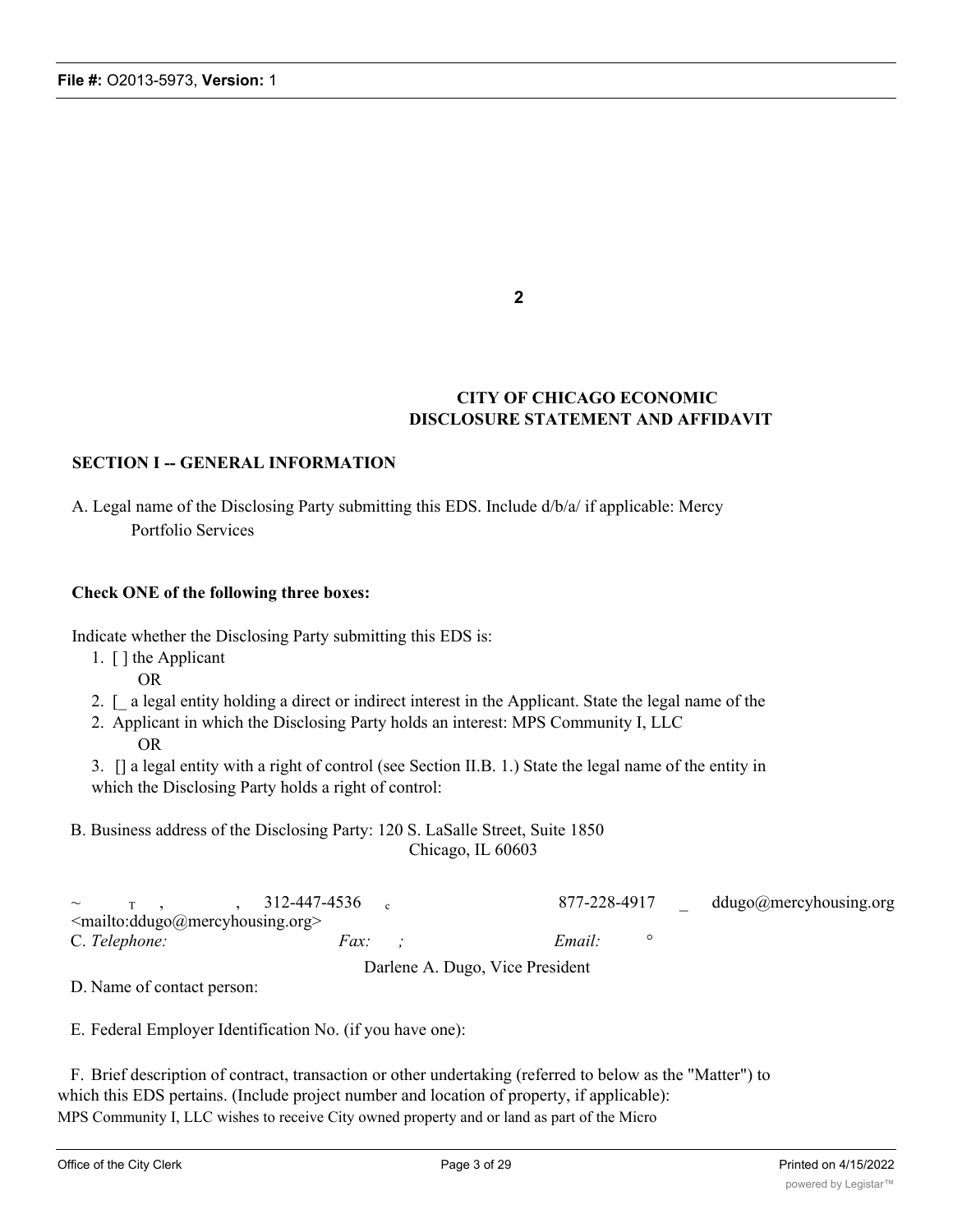2

**CITY OF CHICAGO ECONOMIC DISCLOSURE STATEMENT AND AFFIDAVIT**

**SECTION I -- GENERAL INFORMATION**

A. Legal name of the Disclosing Party submitting this EDS. Include d/b/a/ if applicable: Mercy Portfolio Services

**Check ONE of the following three boxes:**

Indicate whether the Disclosing Party submitting this EDS is:

1. [ ] the Applicant
   OR
2. [_ a legal entity holding a direct or indirect interest in the Applicant. State the legal name of the
2. Applicant in which the Disclosing Party holds an interest: MPS Community I, LLC
   OR
3. [] a legal entity with a right of control (see Section II.B. 1.) State the legal name of the entity in which the Disclosing Party holds a right of control:

B. Business address of the Disclosing Party: 120 S. LaSalle Street, Suite 1850
Chicago, IL 60603

~ T , , 312-447-4536 c 877-228-4917 _ ddugo@mercyhousing.org <mailto:ddugo@mercyhousing.org>
C. *Telephone:* *Fax:* *;* *Email:* °

Darlene A. Dugo, Vice President
D. Name of contact person:

E. Federal Employer Identification No. (if you have one):

F. Brief description of contract, transaction or other undertaking (referred to below as the "Matter") to which this EDS pertains. (Include project number and location of property, if applicable):
MPS Community I, LLC wishes to receive City owned property and or land as part of the Micro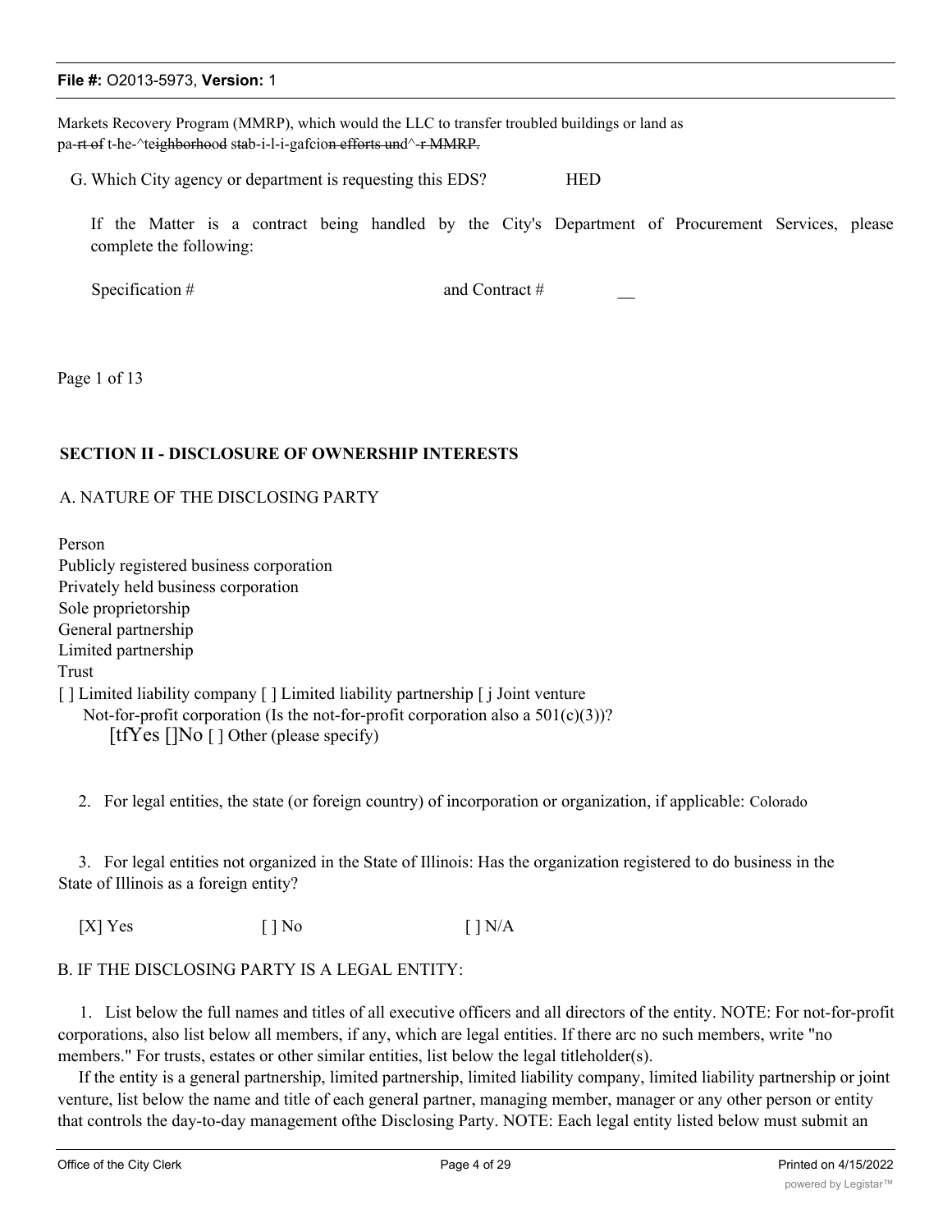Markets Recovery Program (MMRP), which would the LLC to transfer troubled buildings or land as pa-rt of t-he-^teighborhood stab-i-l-i-gafcion efforts und^-r MMRP.

G. Which City agency or department is requesting this EDS? HED

If the Matter is a contract being handled by the City's Department of Procurement Services, please complete the following:

Specification # and Contract # __

Page 1 of 13

## SECTION II - DISCLOSURE OF OWNERSHIP INTERESTS

A. NATURE OF THE DISCLOSING PARTY

Person
Publicly registered business corporation
Privately held business corporation
Sole proprietorship
General partnership
Limited partnership
Trust
[ ] Limited liability company [ ] Limited liability partnership [ j Joint venture
Not-for-profit corporation (Is the not-for-profit corporation also a 501(c)(3))?
[tfYes []No [ ] Other (please specify)

2. For legal entities, the state (or foreign country) of incorporation or organization, if applicable: Colorado

3. For legal entities not organized in the State of Illinois: Has the organization registered to do business in the State of Illinois as a foreign entity?

[X] Yes [ ] No [ ] N/A

B. IF THE DISCLOSING PARTY IS A LEGAL ENTITY:

1. List below the full names and titles of all executive officers and all directors of the entity. NOTE: For not-for-profit corporations, also list below all members, if any, which are legal entities. If there arc no such members, write "no members." For trusts, estates or other similar entities, list below the legal titleholder(s).

If the entity is a general partnership, limited partnership, limited liability company, limited liability partnership or joint venture, list below the name and title of each general partner, managing member, manager or any other person or entity that controls the day-to-day management ofthe Disclosing Party. NOTE: Each legal entity listed below must submit an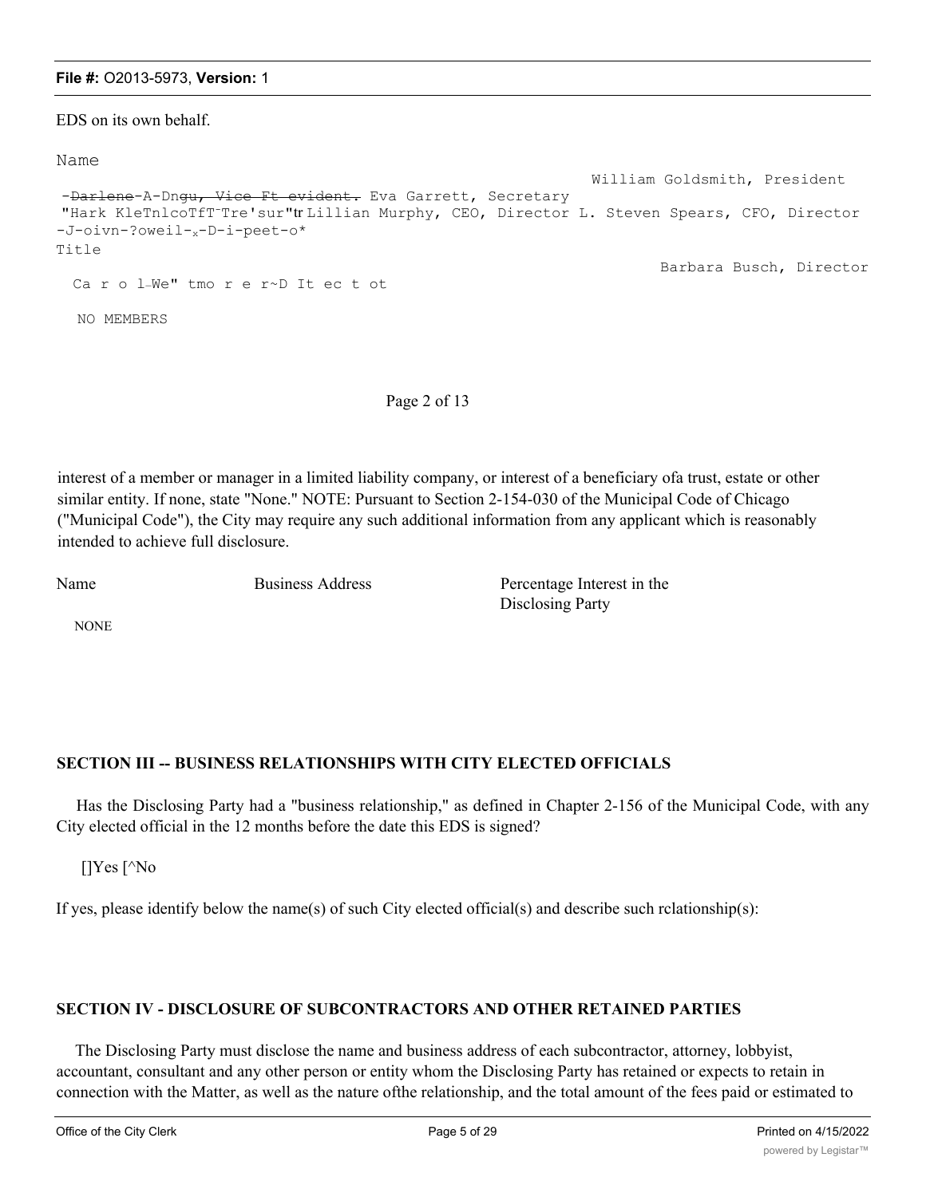EDS on its own behalf.

```
Name
                                                                William Goldsmith, President
 -Darlene-A-Dngu, Vice Ft evident. Eva Garrett, Secretary
 "Hark KleTnlcoTfT¯Tre'sur"tr Lillian Murphy, CEO, Director L. Steven Spears, CFO, Director
-J-oivn-?oweil-x-D-i-peet-o*
Title
                                                                       Barbara Busch, Director
  Ca r o l—We" tmo r e r~D It ec t ot

   NO MEMBERS
```

Page 2 of 13

interest of a member or manager in a limited liability company, or interest of a beneficiary ofa trust, estate or other similar entity. If none, state "None." NOTE: Pursuant to Section 2-154-030 of the Municipal Code of Chicago ("Municipal Code"), the City may require any such additional information from any applicant which is reasonably intended to achieve full disclosure.

| Name | Business Address | Percentage Interest in the Disclosing Party |
|---|---|---|
| NONE | | |

**SECTION III -- BUSINESS RELATIONSHIPS WITH CITY ELECTED OFFICIALS**

Has the Disclosing Party had a "business relationship," as defined in Chapter 2-156 of the Municipal Code, with any City elected official in the 12 months before the date this EDS is signed?

[]Yes [^No

If yes, please identify below the name(s) of such City elected official(s) and describe such rclationship(s):

**SECTION IV - DISCLOSURE OF SUBCONTRACTORS AND OTHER RETAINED PARTIES**

The Disclosing Party must disclose the name and business address of each subcontractor, attorney, lobbyist, accountant, consultant and any other person or entity whom the Disclosing Party has retained or expects to retain in connection with the Matter, as well as the nature ofthe relationship, and the total amount of the fees paid or estimated to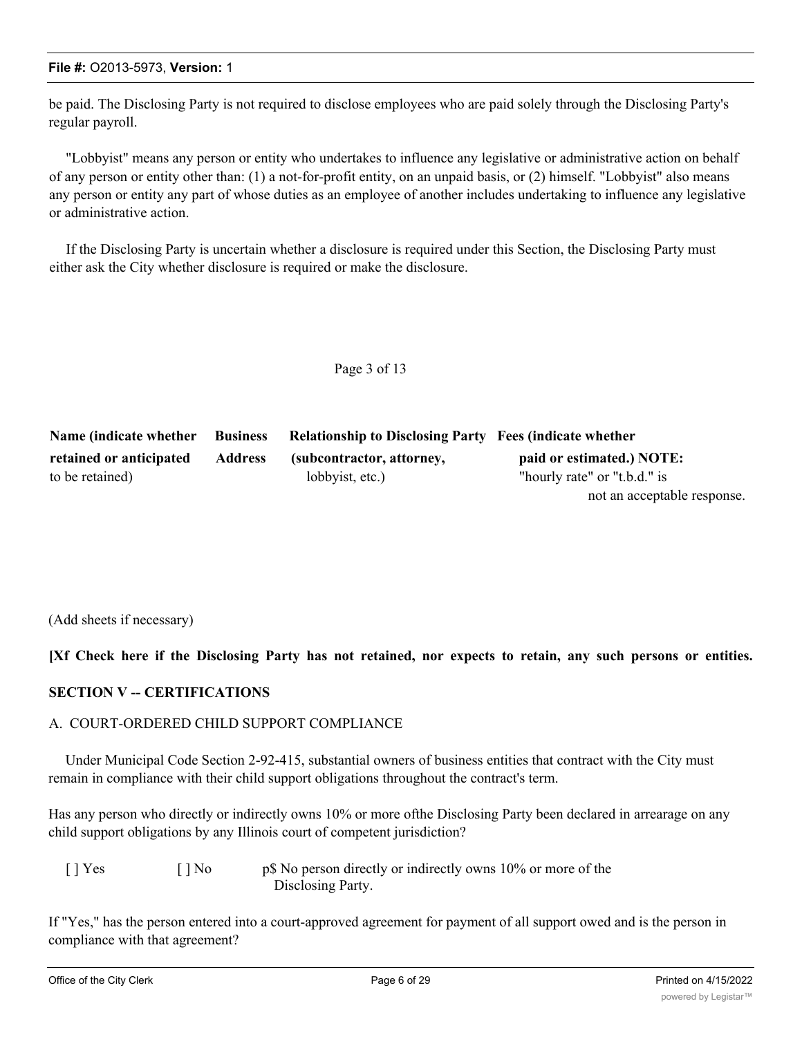be paid. The Disclosing Party is not required to disclose employees who are paid solely through the Disclosing Party's regular payroll.

"Lobbyist" means any person or entity who undertakes to influence any legislative or administrative action on behalf of any person or entity other than: (1) a not-for-profit entity, on an unpaid basis, or (2) himself. "Lobbyist" also means any person or entity any part of whose duties as an employee of another includes undertaking to influence any legislative or administrative action.

If the Disclosing Party is uncertain whether a disclosure is required under this Section, the Disclosing Party must either ask the City whether disclosure is required or make the disclosure.

Page 3 of 13

| **Name (indicate whether retained or anticipated** to be retained) | **Business Address** | **Relationship to Disclosing Party (subcontractor, attorney,** lobbyist, etc.) | **Fees (indicate whether paid or estimated.) NOTE:** "hourly rate" or "t.b.d." is not an acceptable response. |
|---|---|---|---|
| | | | |

(Add sheets if necessary)

**[Xf Check here if the Disclosing Party has not retained, nor expects to retain, any such persons or entities.**

## SECTION V -- CERTIFICATIONS

A. COURT-ORDERED CHILD SUPPORT COMPLIANCE

Under Municipal Code Section 2-92-415, substantial owners of business entities that contract with the City must remain in compliance with their child support obligations throughout the contract's term.

Has any person who directly or indirectly owns 10% or more ofthe Disclosing Party been declared in arrearage on any child support obligations by any Illinois court of competent jurisdiction?

[ ] Yes [ ] No p$ No person directly or indirectly owns 10% or more of the Disclosing Party.

If "Yes," has the person entered into a court-approved agreement for payment of all support owed and is the person in compliance with that agreement?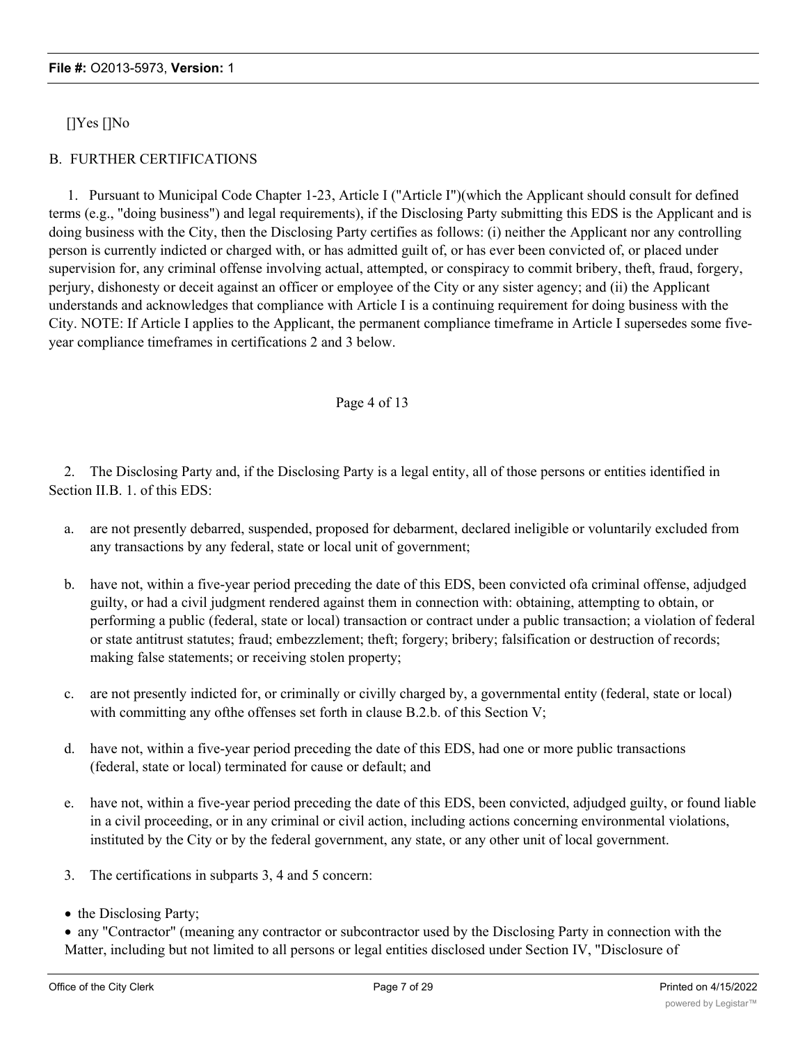[]Yes []No

B. FURTHER CERTIFICATIONS

1. Pursuant to Municipal Code Chapter 1-23, Article I ("Article I")(which the Applicant should consult for defined terms (e.g., "doing business") and legal requirements), if the Disclosing Party submitting this EDS is the Applicant and is doing business with the City, then the Disclosing Party certifies as follows: (i) neither the Applicant nor any controlling person is currently indicted or charged with, or has admitted guilt of, or has ever been convicted of, or placed under supervision for, any criminal offense involving actual, attempted, or conspiracy to commit bribery, theft, fraud, forgery, perjury, dishonesty or deceit against an officer or employee of the City or any sister agency; and (ii) the Applicant understands and acknowledges that compliance with Article I is a continuing requirement for doing business with the City. NOTE: If Article I applies to the Applicant, the permanent compliance timeframe in Article I supersedes some five-year compliance timeframes in certifications 2 and 3 below.

Page 4 of 13

2. The Disclosing Party and, if the Disclosing Party is a legal entity, all of those persons or entities identified in Section II.B. 1. of this EDS:

a. are not presently debarred, suspended, proposed for debarment, declared ineligible or voluntarily excluded from any transactions by any federal, state or local unit of government;

b. have not, within a five-year period preceding the date of this EDS, been convicted ofa criminal offense, adjudged guilty, or had a civil judgment rendered against them in connection with: obtaining, attempting to obtain, or performing a public (federal, state or local) transaction or contract under a public transaction; a violation of federal or state antitrust statutes; fraud; embezzlement; theft; forgery; bribery; falsification or destruction of records; making false statements; or receiving stolen property;

c. are not presently indicted for, or criminally or civilly charged by, a governmental entity (federal, state or local) with committing any ofthe offenses set forth in clause B.2.b. of this Section V;

d. have not, within a five-year period preceding the date of this EDS, had one or more public transactions (federal, state or local) terminated for cause or default; and

e. have not, within a five-year period preceding the date of this EDS, been convicted, adjudged guilty, or found liable in a civil proceeding, or in any criminal or civil action, including actions concerning environmental violations, instituted by the City or by the federal government, any state, or any other unit of local government.

3. The certifications in subparts 3, 4 and 5 concern:

- the Disclosing Party;
- any "Contractor" (meaning any contractor or subcontractor used by the Disclosing Party in connection with the Matter, including but not limited to all persons or legal entities disclosed under Section IV, "Disclosure of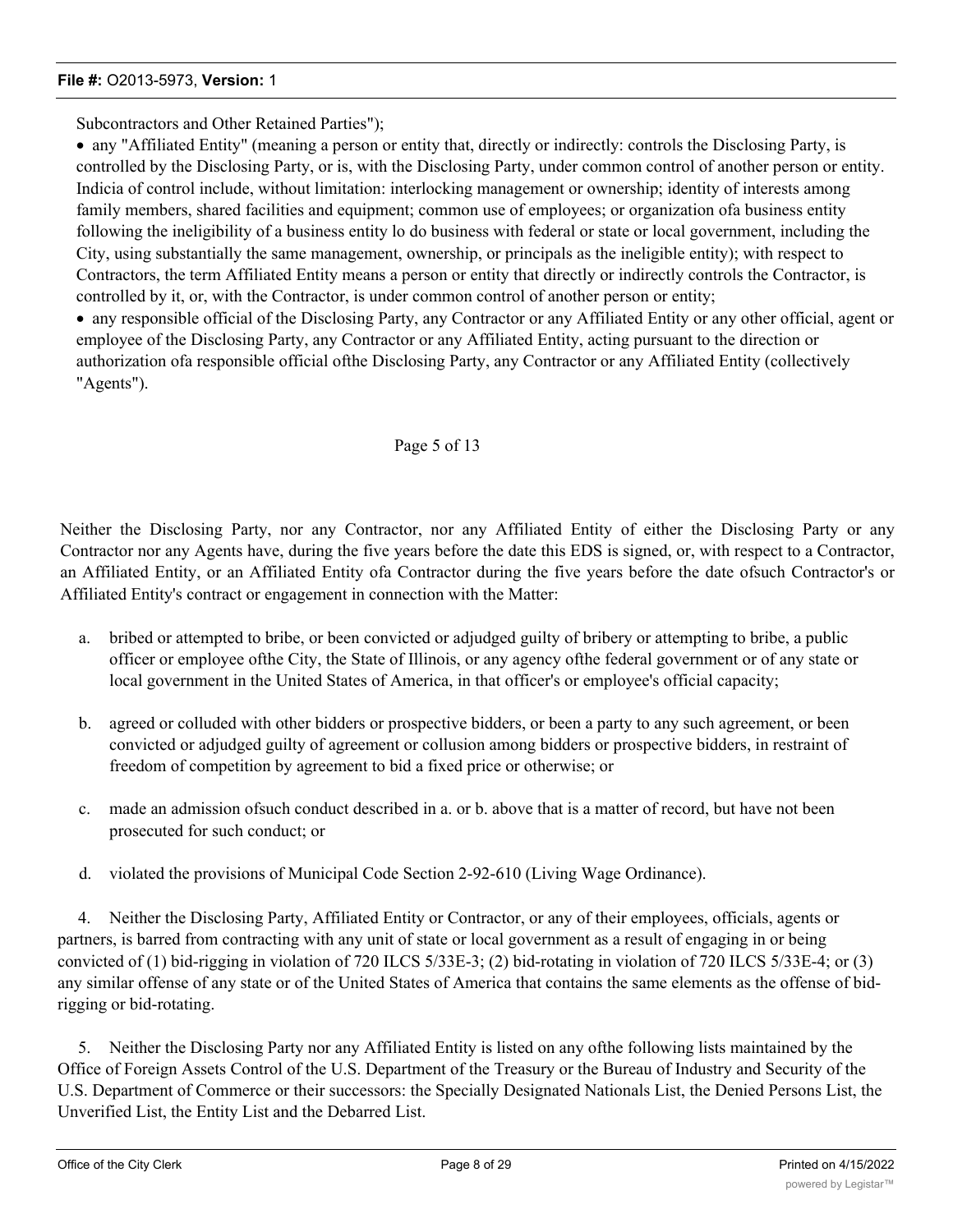Subcontractors and Other Retained Parties");

- any "Affiliated Entity" (meaning a person or entity that, directly or indirectly: controls the Disclosing Party, is controlled by the Disclosing Party, or is, with the Disclosing Party, under common control of another person or entity. Indicia of control include, without limitation: interlocking management or ownership; identity of interests among family members, shared facilities and equipment; common use of employees; or organization ofa business entity following the ineligibility of a business entity lo do business with federal or state or local government, including the City, using substantially the same management, ownership, or principals as the ineligible entity); with respect to Contractors, the term Affiliated Entity means a person or entity that directly or indirectly controls the Contractor, is controlled by it, or, with the Contractor, is under common control of another person or entity;
- any responsible official of the Disclosing Party, any Contractor or any Affiliated Entity or any other official, agent or employee of the Disclosing Party, any Contractor or any Affiliated Entity, acting pursuant to the direction or authorization ofa responsible official ofthe Disclosing Party, any Contractor or any Affiliated Entity (collectively "Agents").

Page 5 of 13

Neither the Disclosing Party, nor any Contractor, nor any Affiliated Entity of either the Disclosing Party or any Contractor nor any Agents have, during the five years before the date this EDS is signed, or, with respect to a Contractor, an Affiliated Entity, or an Affiliated Entity ofa Contractor during the five years before the date ofsuch Contractor's or Affiliated Entity's contract or engagement in connection with the Matter:

a. bribed or attempted to bribe, or been convicted or adjudged guilty of bribery or attempting to bribe, a public officer or employee ofthe City, the State of Illinois, or any agency ofthe federal government or of any state or local government in the United States of America, in that officer's or employee's official capacity;

b. agreed or colluded with other bidders or prospective bidders, or been a party to any such agreement, or been convicted or adjudged guilty of agreement or collusion among bidders or prospective bidders, in restraint of freedom of competition by agreement to bid a fixed price or otherwise; or

c. made an admission ofsuch conduct described in a. or b. above that is a matter of record, but have not been prosecuted for such conduct; or

d. violated the provisions of Municipal Code Section 2-92-610 (Living Wage Ordinance).

4. Neither the Disclosing Party, Affiliated Entity or Contractor, or any of their employees, officials, agents or partners, is barred from contracting with any unit of state or local government as a result of engaging in or being convicted of (1) bid-rigging in violation of 720 ILCS 5/33E-3; (2) bid-rotating in violation of 720 ILCS 5/33E-4; or (3) any similar offense of any state or of the United States of America that contains the same elements as the offense of bid-rigging or bid-rotating.

5. Neither the Disclosing Party nor any Affiliated Entity is listed on any ofthe following lists maintained by the Office of Foreign Assets Control of the U.S. Department of the Treasury or the Bureau of Industry and Security of the U.S. Department of Commerce or their successors: the Specially Designated Nationals List, the Denied Persons List, the Unverified List, the Entity List and the Debarred List.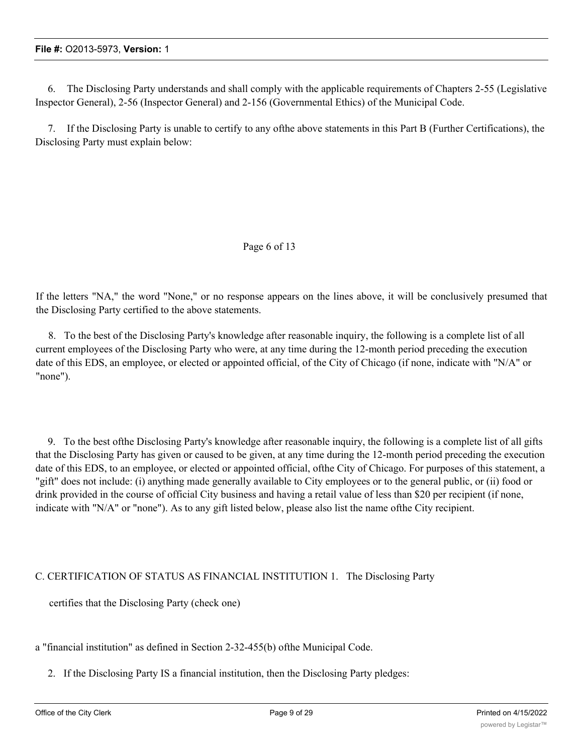6. The Disclosing Party understands and shall comply with the applicable requirements of Chapters 2-55 (Legislative Inspector General), 2-56 (Inspector General) and 2-156 (Governmental Ethics) of the Municipal Code.

7. If the Disclosing Party is unable to certify to any ofthe above statements in this Part B (Further Certifications), the Disclosing Party must explain below:

Page 6 of 13

If the letters "NA," the word "None," or no response appears on the lines above, it will be conclusively presumed that the Disclosing Party certified to the above statements.

8. To the best of the Disclosing Party's knowledge after reasonable inquiry, the following is a complete list of all current employees of the Disclosing Party who were, at any time during the 12-month period preceding the execution date of this EDS, an employee, or elected or appointed official, of the City of Chicago (if none, indicate with "N/A" or "none").

9. To the best ofthe Disclosing Party's knowledge after reasonable inquiry, the following is a complete list of all gifts that the Disclosing Party has given or caused to be given, at any time during the 12-month period preceding the execution date of this EDS, to an employee, or elected or appointed official, ofthe City of Chicago. For purposes of this statement, a "gift" does not include: (i) anything made generally available to City employees or to the general public, or (ii) food or drink provided in the course of official City business and having a retail value of less than $20 per recipient (if none, indicate with "N/A" or "none"). As to any gift listed below, please also list the name ofthe City recipient.

C. CERTIFICATION OF STATUS AS FINANCIAL INSTITUTION 1. The Disclosing Party

certifies that the Disclosing Party (check one)

a "financial institution" as defined in Section 2-32-455(b) ofthe Municipal Code.

2. If the Disclosing Party IS a financial institution, then the Disclosing Party pledges: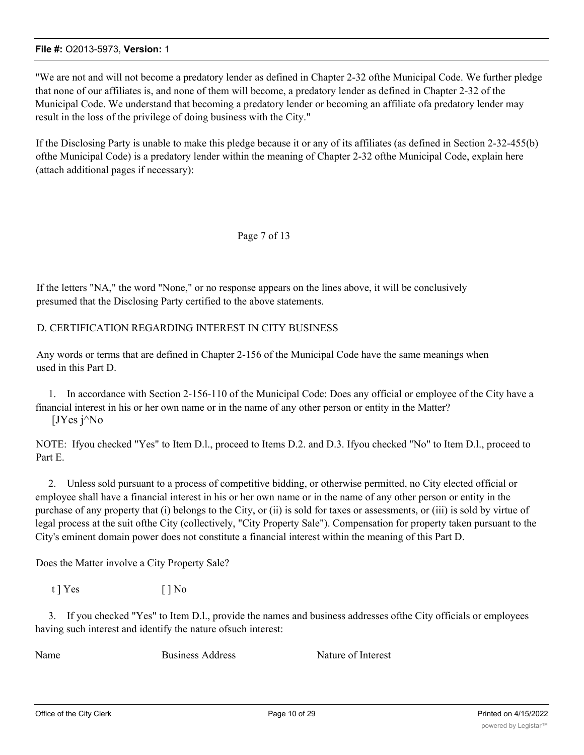"We are not and will not become a predatory lender as defined in Chapter 2-32 ofthe Municipal Code. We further pledge that none of our affiliates is, and none of them will become, a predatory lender as defined in Chapter 2-32 of the Municipal Code. We understand that becoming a predatory lender or becoming an affiliate ofa predatory lender may result in the loss of the privilege of doing business with the City."

If the Disclosing Party is unable to make this pledge because it or any of its affiliates (as defined in Section 2-32-455(b) ofthe Municipal Code) is a predatory lender within the meaning of Chapter 2-32 ofthe Municipal Code, explain here (attach additional pages if necessary):

If the letters "NA," the word "None," or no response appears on the lines above, it will be conclusively presumed that the Disclosing Party certified to the above statements.

D. CERTIFICATION REGARDING INTEREST IN CITY BUSINESS

Any words or terms that are defined in Chapter 2-156 of the Municipal Code have the same meanings when used in this Part D.

1. In accordance with Section 2-156-110 of the Municipal Code: Does any official or employee of the City have a financial interest in his or her own name or in the name of any other person or entity in the Matter?
[JYes j^No

NOTE: Ifyou checked "Yes" to Item D.l., proceed to Items D.2. and D.3. Ifyou checked "No" to Item D.l., proceed to Part E.

2. Unless sold pursuant to a process of competitive bidding, or otherwise permitted, no City elected official or employee shall have a financial interest in his or her own name or in the name of any other person or entity in the purchase of any property that (i) belongs to the City, or (ii) is sold for taxes or assessments, or (iii) is sold by virtue of legal process at the suit ofthe City (collectively, "City Property Sale"). Compensation for property taken pursuant to the City's eminent domain power does not constitute a financial interest within the meaning of this Part D.

Does the Matter involve a City Property Sale?

t ] Yes [ ] No

3. If you checked "Yes" to Item D.l., provide the names and business addresses ofthe City officials or employees having such interest and identify the nature ofsuch interest:

| Name | Business Address | Nature of Interest |
| --- | --- | --- |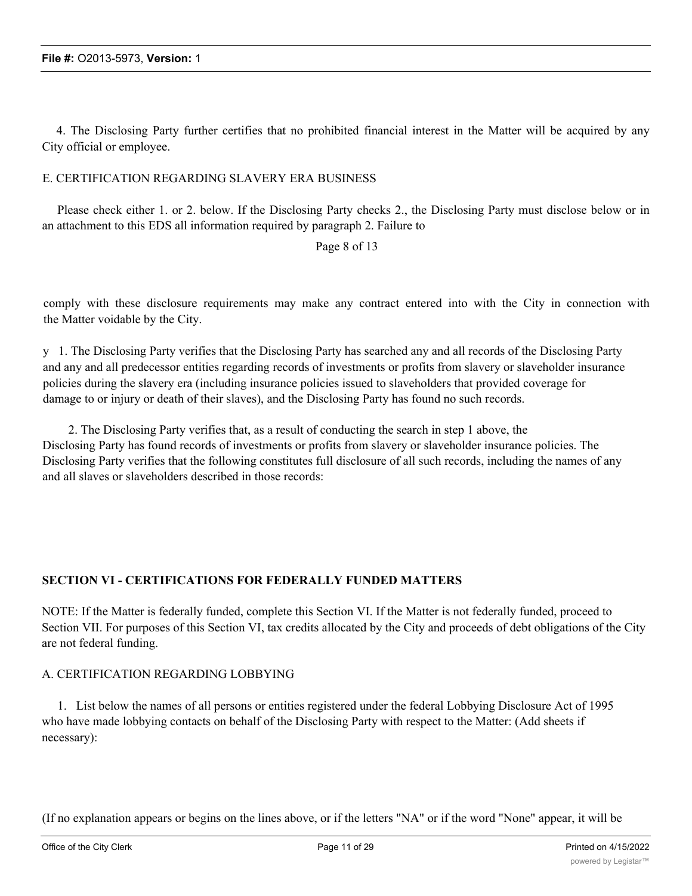4. The Disclosing Party further certifies that no prohibited financial interest in the Matter will be acquired by any City official or employee.

E. CERTIFICATION REGARDING SLAVERY ERA BUSINESS

Please check either 1. or 2. below. If the Disclosing Party checks 2., the Disclosing Party must disclose below or in an attachment to this EDS all information required by paragraph 2. Failure to

comply with these disclosure requirements may make any contract entered into with the City in connection with the Matter voidable by the City.

y 1. The Disclosing Party verifies that the Disclosing Party has searched any and all records of the Disclosing Party and any and all predecessor entities regarding records of investments or profits from slavery or slaveholder insurance policies during the slavery era (including insurance policies issued to slaveholders that provided coverage for damage to or injury or death of their slaves), and the Disclosing Party has found no such records.

2. The Disclosing Party verifies that, as a result of conducting the search in step 1 above, the Disclosing Party has found records of investments or profits from slavery or slaveholder insurance policies. The Disclosing Party verifies that the following constitutes full disclosure of all such records, including the names of any and all slaves or slaveholders described in those records:

**SECTION VI - CERTIFICATIONS FOR FEDERALLY FUNDED MATTERS**

NOTE: If the Matter is federally funded, complete this Section VI. If the Matter is not federally funded, proceed to Section VII. For purposes of this Section VI, tax credits allocated by the City and proceeds of debt obligations of the City are not federal funding.

A. CERTIFICATION REGARDING LOBBYING

1. List below the names of all persons or entities registered under the federal Lobbying Disclosure Act of 1995 who have made lobbying contacts on behalf of the Disclosing Party with respect to the Matter: (Add sheets if necessary):

(If no explanation appears or begins on the lines above, or if the letters "NA" or if the word "None" appear, it will be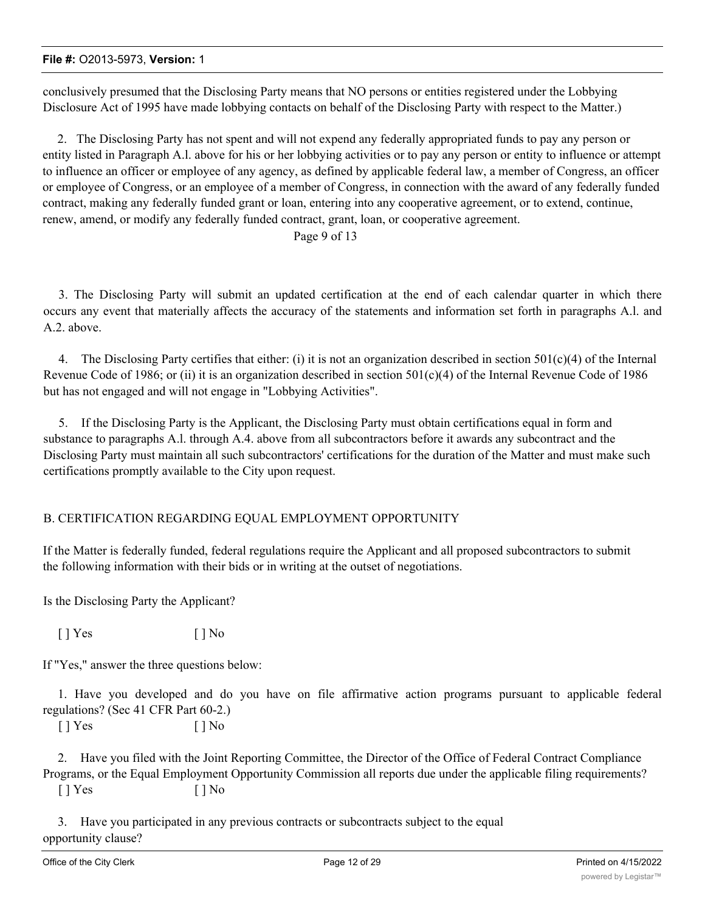conclusively presumed that the Disclosing Party means that NO persons or entities registered under the Lobbying Disclosure Act of 1995 have made lobbying contacts on behalf of the Disclosing Party with respect to the Matter.)

2. The Disclosing Party has not spent and will not expend any federally appropriated funds to pay any person or entity listed in Paragraph A.l. above for his or her lobbying activities or to pay any person or entity to influence or attempt to influence an officer or employee of any agency, as defined by applicable federal law, a member of Congress, an officer or employee of Congress, or an employee of a member of Congress, in connection with the award of any federally funded contract, making any federally funded grant or loan, entering into any cooperative agreement, or to extend, continue, renew, amend, or modify any federally funded contract, grant, loan, or cooperative agreement.

3. The Disclosing Party will submit an updated certification at the end of each calendar quarter in which there occurs any event that materially affects the accuracy of the statements and information set forth in paragraphs A.l. and A.2. above.

4. The Disclosing Party certifies that either: (i) it is not an organization described in section 501(c)(4) of the Internal Revenue Code of 1986; or (ii) it is an organization described in section 501(c)(4) of the Internal Revenue Code of 1986 but has not engaged and will not engage in "Lobbying Activities".

5. If the Disclosing Party is the Applicant, the Disclosing Party must obtain certifications equal in form and substance to paragraphs A.l. through A.4. above from all subcontractors before it awards any subcontract and the Disclosing Party must maintain all such subcontractors' certifications for the duration of the Matter and must make such certifications promptly available to the City upon request.

## B. CERTIFICATION REGARDING EQUAL EMPLOYMENT OPPORTUNITY

If the Matter is federally funded, federal regulations require the Applicant and all proposed subcontractors to submit the following information with their bids or in writing at the outset of negotiations.

Is the Disclosing Party the Applicant?

[ ] Yes [ ] No

If "Yes," answer the three questions below:

1. Have you developed and do you have on file affirmative action programs pursuant to applicable federal regulations? (Sec 41 CFR Part 60-2.)

[ ] Yes [ ] No

2. Have you filed with the Joint Reporting Committee, the Director of the Office of Federal Contract Compliance Programs, or the Equal Employment Opportunity Commission all reports due under the applicable filing requirements?

[ ] Yes [ ] No

3. Have you participated in any previous contracts or subcontracts subject to the equal opportunity clause?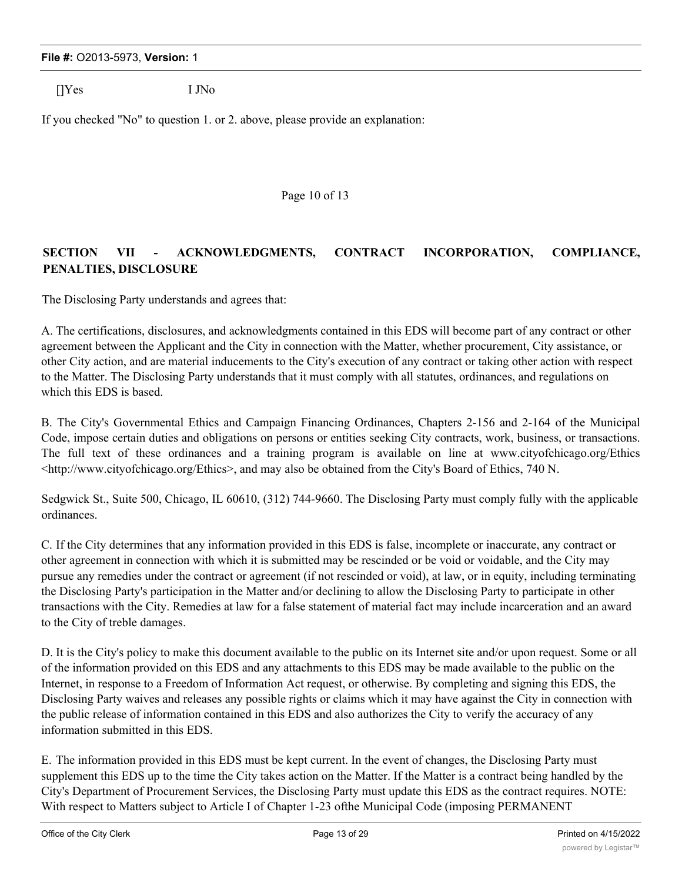[]Yes I JNo

If you checked "No" to question 1. or 2. above, please provide an explanation:

Page 10 of 13

## SECTION VII - ACKNOWLEDGMENTS, CONTRACT INCORPORATION, COMPLIANCE, PENALTIES, DISCLOSURE

The Disclosing Party understands and agrees that:

A. The certifications, disclosures, and acknowledgments contained in this EDS will become part of any contract or other agreement between the Applicant and the City in connection with the Matter, whether procurement, City assistance, or other City action, and are material inducements to the City's execution of any contract or taking other action with respect to the Matter. The Disclosing Party understands that it must comply with all statutes, ordinances, and regulations on which this EDS is based.

B. The City's Governmental Ethics and Campaign Financing Ordinances, Chapters 2-156 and 2-164 of the Municipal Code, impose certain duties and obligations on persons or entities seeking City contracts, work, business, or transactions. The full text of these ordinances and a training program is available on line at www.cityofchicago.org/Ethics <http://www.cityofchicago.org/Ethics>, and may also be obtained from the City's Board of Ethics, 740 N.

Sedgwick St., Suite 500, Chicago, IL 60610, (312) 744-9660. The Disclosing Party must comply fully with the applicable ordinances.

C. If the City determines that any information provided in this EDS is false, incomplete or inaccurate, any contract or other agreement in connection with which it is submitted may be rescinded or be void or voidable, and the City may pursue any remedies under the contract or agreement (if not rescinded or void), at law, or in equity, including terminating the Disclosing Party's participation in the Matter and/or declining to allow the Disclosing Party to participate in other transactions with the City. Remedies at law for a false statement of material fact may include incarceration and an award to the City of treble damages.

D. It is the City's policy to make this document available to the public on its Internet site and/or upon request. Some or all of the information provided on this EDS and any attachments to this EDS may be made available to the public on the Internet, in response to a Freedom of Information Act request, or otherwise. By completing and signing this EDS, the Disclosing Party waives and releases any possible rights or claims which it may have against the City in connection with the public release of information contained in this EDS and also authorizes the City to verify the accuracy of any information submitted in this EDS.

E. The information provided in this EDS must be kept current. In the event of changes, the Disclosing Party must supplement this EDS up to the time the City takes action on the Matter. If the Matter is a contract being handled by the City's Department of Procurement Services, the Disclosing Party must update this EDS as the contract requires. NOTE: With respect to Matters subject to Article I of Chapter 1-23 ofthe Municipal Code (imposing PERMANENT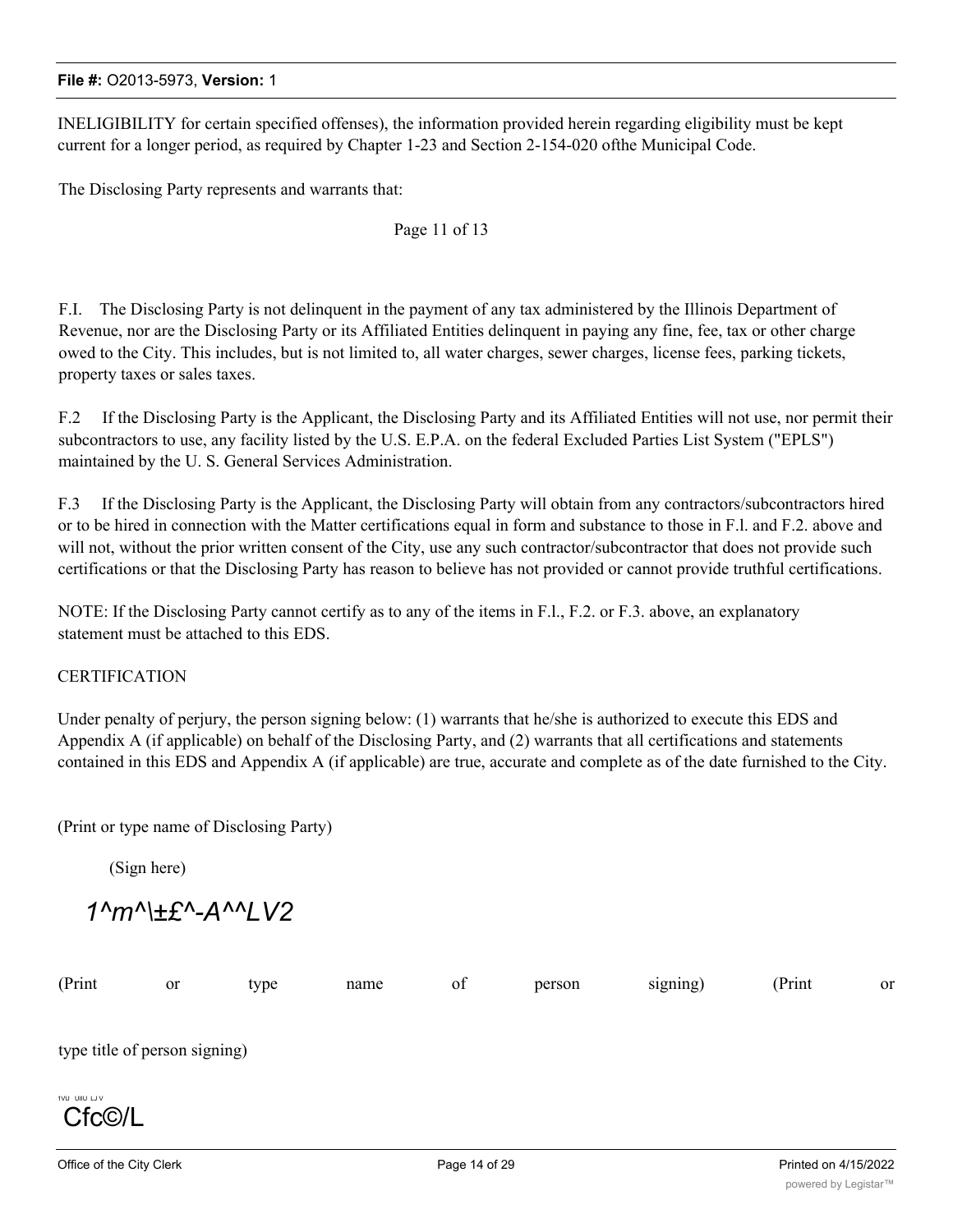INELIGIBILITY for certain specified offenses), the information provided herein regarding eligibility must be kept current for a longer period, as required by Chapter 1-23 and Section 2-154-020 ofthe Municipal Code.

The Disclosing Party represents and warrants that:

Page 11 of 13

F.I. The Disclosing Party is not delinquent in the payment of any tax administered by the Illinois Department of Revenue, nor are the Disclosing Party or its Affiliated Entities delinquent in paying any fine, fee, tax or other charge owed to the City. This includes, but is not limited to, all water charges, sewer charges, license fees, parking tickets, property taxes or sales taxes.

F.2 If the Disclosing Party is the Applicant, the Disclosing Party and its Affiliated Entities will not use, nor permit their subcontractors to use, any facility listed by the U.S. E.P.A. on the federal Excluded Parties List System ("EPLS") maintained by the U. S. General Services Administration.

F.3 If the Disclosing Party is the Applicant, the Disclosing Party will obtain from any contractors/subcontractors hired or to be hired in connection with the Matter certifications equal in form and substance to those in F.l. and F.2. above and will not, without the prior written consent of the City, use any such contractor/subcontractor that does not provide such certifications or that the Disclosing Party has reason to believe has not provided or cannot provide truthful certifications.

NOTE: If the Disclosing Party cannot certify as to any of the items in F.l., F.2. or F.3. above, an explanatory statement must be attached to this EDS.

CERTIFICATION

Under penalty of perjury, the person signing below: (1) warrants that he/she is authorized to execute this EDS and Appendix A (if applicable) on behalf of the Disclosing Party, and (2) warrants that all certifications and statements contained in this EDS and Appendix A (if applicable) are true, accurate and complete as of the date furnished to the City.

(Print or type name of Disclosing Party)

(Sign here)

*1^m^\±£^-A^^LV2*

(Print or type name of person signing) (Print or type title of person signing)

Cfc©/L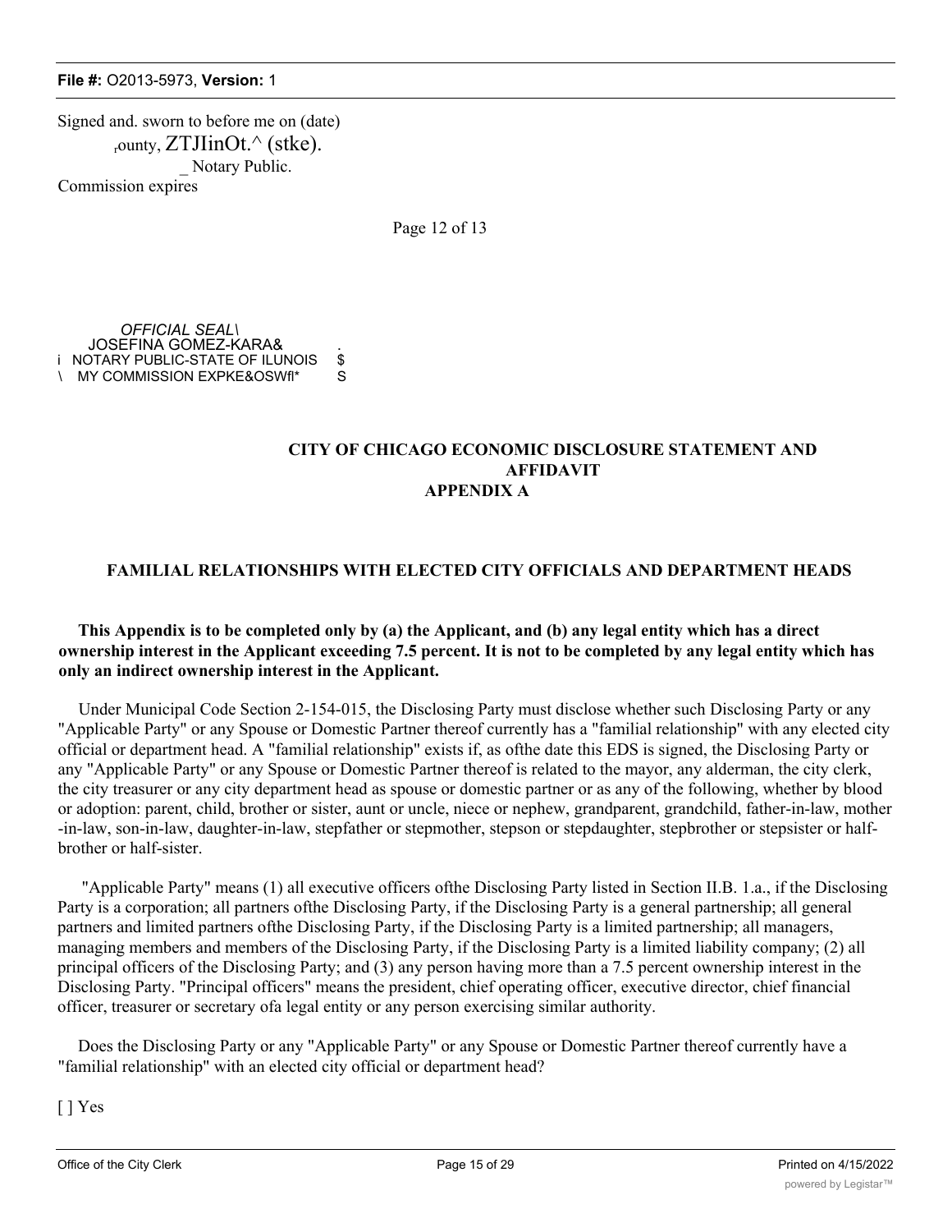Signed and. sworn to before me on (date)
,ounty, ZTJIinOt.^ (stke).
_ Notary Public.
Commission expires

Page 12 of 13

*OFFICIAL SEAL\*
JOSEFINA GOMEZ-KARA& .
i NOTARY PUBLIC-STATE OF ILUNOIS $
\ MY COMMISSION EXPKE&OSWfl* S

**CITY OF CHICAGO ECONOMIC DISCLOSURE STATEMENT AND AFFIDAVIT APPENDIX A**

**FAMILIAL RELATIONSHIPS WITH ELECTED CITY OFFICIALS AND DEPARTMENT HEADS**

**This Appendix is to be completed only by (a) the Applicant, and (b) any legal entity which has a direct ownership interest in the Applicant exceeding 7.5 percent. It is not to be completed by any legal entity which has only an indirect ownership interest in the Applicant.**

Under Municipal Code Section 2-154-015, the Disclosing Party must disclose whether such Disclosing Party or any "Applicable Party" or any Spouse or Domestic Partner thereof currently has a "familial relationship" with any elected city official or department head. A "familial relationship" exists if, as ofthe date this EDS is signed, the Disclosing Party or any "Applicable Party" or any Spouse or Domestic Partner thereof is related to the mayor, any alderman, the city clerk, the city treasurer or any city department head as spouse or domestic partner or as any of the following, whether by blood or adoption: parent, child, brother or sister, aunt or uncle, niece or nephew, grandparent, grandchild, father-in-law, mother -in-law, son-in-law, daughter-in-law, stepfather or stepmother, stepson or stepdaughter, stepbrother or stepsister or half-brother or half-sister.

"Applicable Party" means (1) all executive officers ofthe Disclosing Party listed in Section II.B. 1.a., if the Disclosing Party is a corporation; all partners ofthe Disclosing Party, if the Disclosing Party is a general partnership; all general partners and limited partners ofthe Disclosing Party, if the Disclosing Party is a limited partnership; all managers, managing members and members of the Disclosing Party, if the Disclosing Party is a limited liability company; (2) all principal officers of the Disclosing Party; and (3) any person having more than a 7.5 percent ownership interest in the Disclosing Party. "Principal officers" means the president, chief operating officer, executive director, chief financial officer, treasurer or secretary ofa legal entity or any person exercising similar authority.

Does the Disclosing Party or any "Applicable Party" or any Spouse or Domestic Partner thereof currently have a "familial relationship" with an elected city official or department head?

[ ] Yes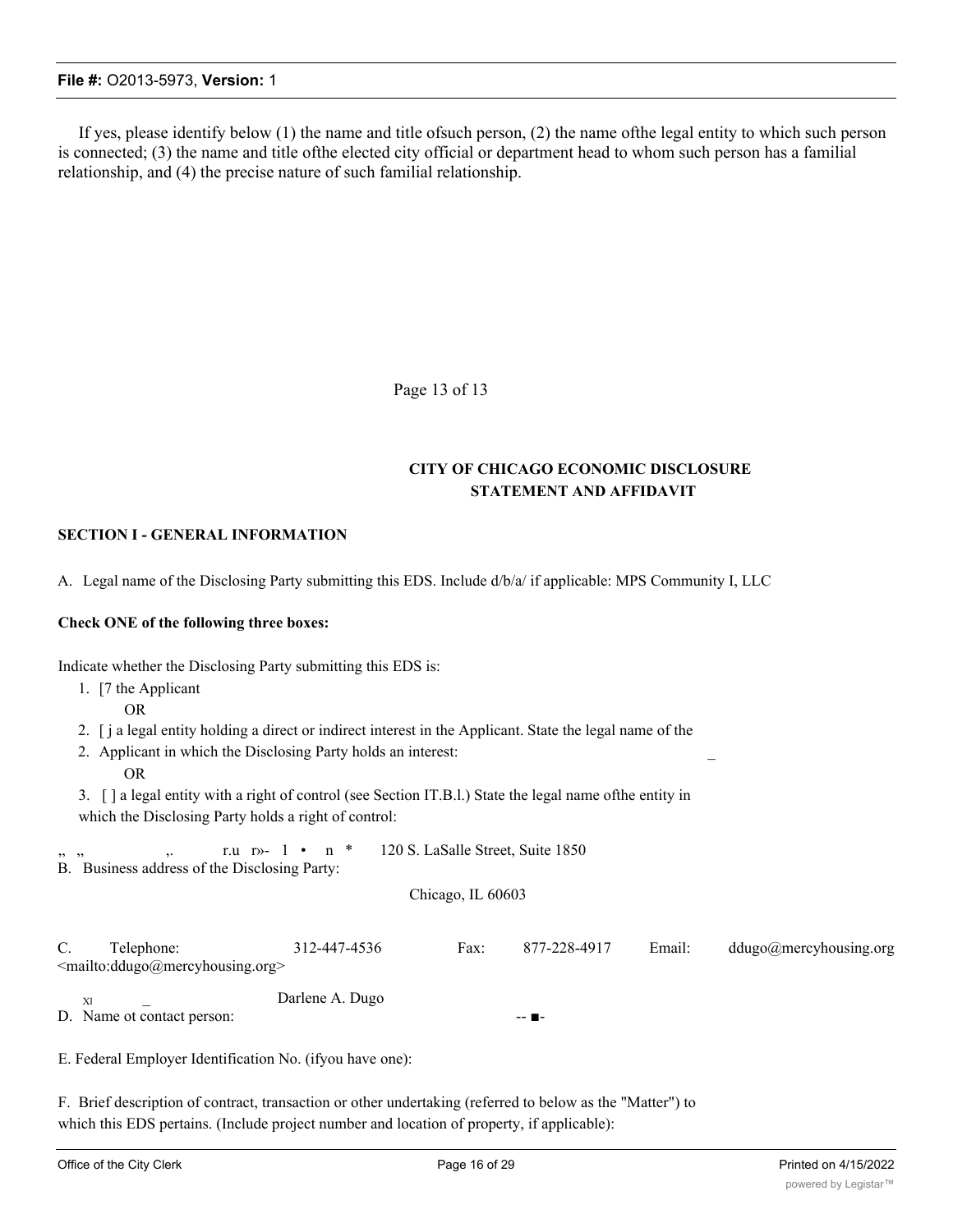If yes, please identify below (1) the name and title ofsuch person, (2) the name ofthe legal entity to which such person is connected; (3) the name and title ofthe elected city official or department head to whom such person has a familial relationship, and (4) the precise nature of such familial relationship.

Page 13 of 13

## CITY OF CHICAGO ECONOMIC DISCLOSURE STATEMENT AND AFFIDAVIT

### SECTION I - GENERAL INFORMATION

A. Legal name of the Disclosing Party submitting this EDS. Include d/b/a/ if applicable: MPS Community I, LLC

**Check ONE of the following three boxes:**

Indicate whether the Disclosing Party submitting this EDS is:

1. [7 the Applicant

   OR

2. [ j a legal entity holding a direct or indirect interest in the Applicant. State the legal name of the Applicant in which the Disclosing Party holds an interest: _

   OR

3. [ ] a legal entity with a right of control (see Section IT.B.l.) State the legal name ofthe entity in which the Disclosing Party holds a right of control:

„ „ ,. r.u r»- 1 • n * 120 S. LaSalle Street, Suite 1850

B. Business address of the Disclosing Party:

Chicago, IL 60603

C. Telephone: 312-447-4536 Fax: 877-228-4917 Email: ddugo@mercyhousing.org <mailto:ddugo@mercyhousing.org>

Xl _ Darlene A. Dugo

D. Name ot contact person: -- ■-

E. Federal Employer Identification No. (ifyou have one):

F. Brief description of contract, transaction or other undertaking (referred to below as the "Matter") to which this EDS pertains. (Include project number and location of property, if applicable):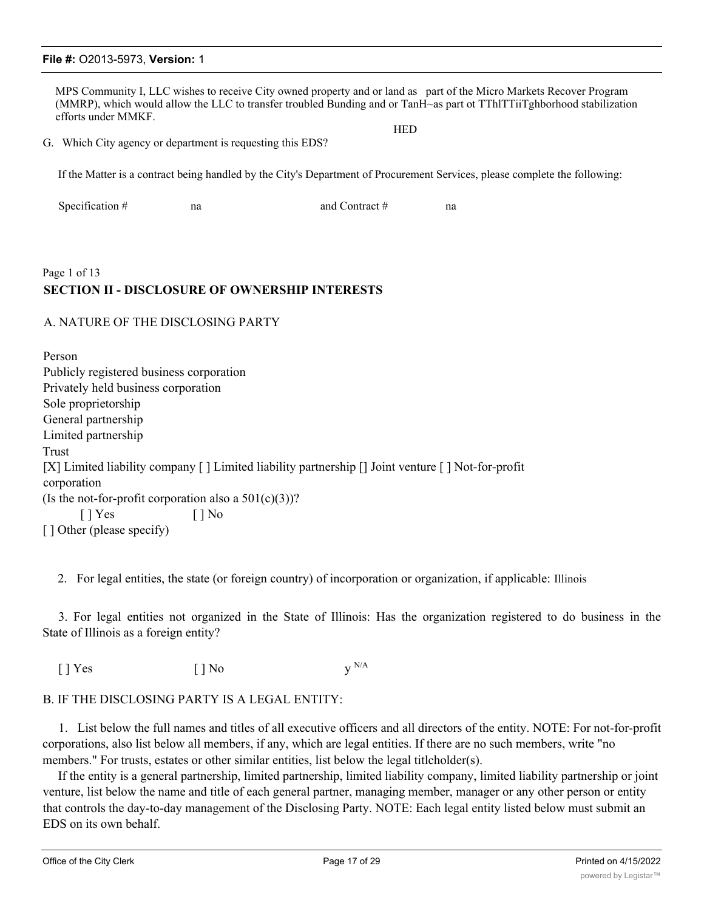MPS Community I, LLC wishes to receive City owned property and or land as part of the Micro Markets Recover Program (MMRP), which would allow the LLC to transfer troubled Bunding and or TanH~as part ot TThlTTiiTghborhood stabilization efforts under MMKF.

HED

G. Which City agency or department is requesting this EDS?

If the Matter is a contract being handled by the City's Department of Procurement Services, please complete the following:

Specification # na and Contract # na

## SECTION II - DISCLOSURE OF OWNERSHIP INTERESTS

A. NATURE OF THE DISCLOSING PARTY

Person
Publicly registered business corporation
Privately held business corporation
Sole proprietorship
General partnership
Limited partnership
Trust
[X] Limited liability company [ ] Limited liability partnership [] Joint venture [ ] Not-for-profit corporation
(Is the not-for-profit corporation also a 501(c)(3))?
[ ] Yes [ ] No
[ ] Other (please specify)

2. For legal entities, the state (or foreign country) of incorporation or organization, if applicable: Illinois

3. For legal entities not organized in the State of Illinois: Has the organization registered to do business in the State of Illinois as a foreign entity?

[ ] Yes [ ] No y N/A

B. IF THE DISCLOSING PARTY IS A LEGAL ENTITY:

1. List below the full names and titles of all executive officers and all directors of the entity. NOTE: For not-for-profit corporations, also list below all members, if any, which are legal entities. If there are no such members, write "no members." For trusts, estates or other similar entities, list below the legal titlcholder(s).

If the entity is a general partnership, limited partnership, limited liability company, limited liability partnership or joint venture, list below the name and title of each general partner, managing member, manager or any other person or entity that controls the day-to-day management of the Disclosing Party. NOTE: Each legal entity listed below must submit an EDS on its own behalf.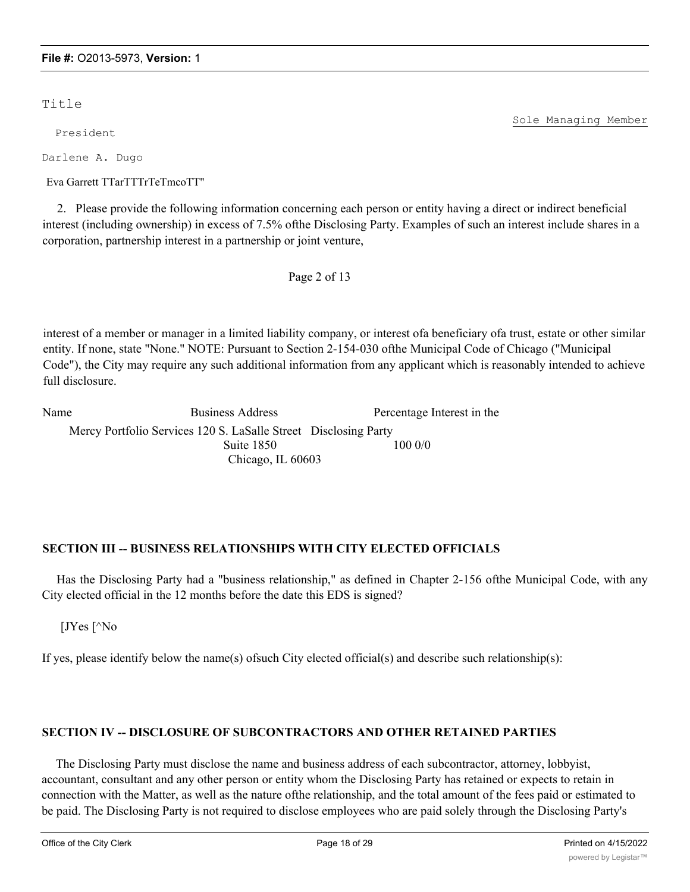Title

Sole Managing Member

President

Darlene A. Dugo

Eva Garrett TTarTTTrTeTmcoTT"

2. Please provide the following information concerning each person or entity having a direct or indirect beneficial interest (including ownership) in excess of 7.5% ofthe Disclosing Party. Examples of such an interest include shares in a corporation, partnership interest in a partnership or joint venture,

Page 2 of 13

interest of a member or manager in a limited liability company, or interest ofa beneficiary ofa trust, estate or other similar entity. If none, state "None." NOTE: Pursuant to Section 2-154-030 ofthe Municipal Code of Chicago ("Municipal Code"), the City may require any such additional information from any applicant which is reasonably intended to achieve full disclosure.

| Name | Business Address | Percentage Interest in the Disclosing Party |
|---|---|---|
| Mercy Portfolio Services | 120 S. LaSalle Street Suite 1850 Chicago, IL 60603 | 100 0/0 |

**SECTION III -- BUSINESS RELATIONSHIPS WITH CITY ELECTED OFFICIALS**

Has the Disclosing Party had a "business relationship," as defined in Chapter 2-156 ofthe Municipal Code, with any City elected official in the 12 months before the date this EDS is signed?

[JYes [^No

If yes, please identify below the name(s) ofsuch City elected official(s) and describe such relationship(s):

**SECTION IV -- DISCLOSURE OF SUBCONTRACTORS AND OTHER RETAINED PARTIES**

The Disclosing Party must disclose the name and business address of each subcontractor, attorney, lobbyist, accountant, consultant and any other person or entity whom the Disclosing Party has retained or expects to retain in connection with the Matter, as well as the nature ofthe relationship, and the total amount of the fees paid or estimated to be paid. The Disclosing Party is not required to disclose employees who are paid solely through the Disclosing Party's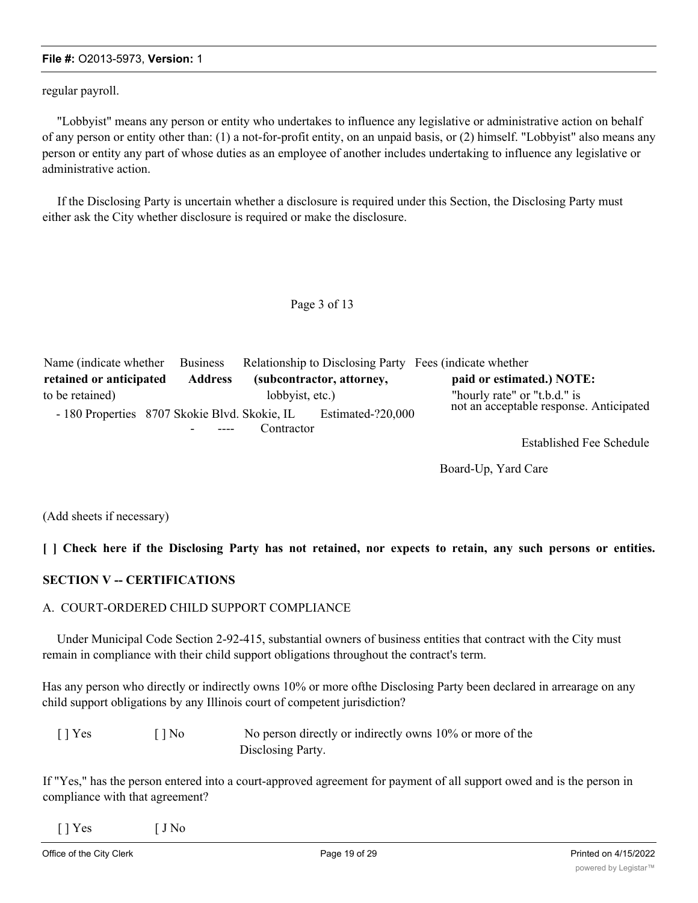regular payroll.

"Lobbyist" means any person or entity who undertakes to influence any legislative or administrative action on behalf of any person or entity other than: (1) a not-for-profit entity, on an unpaid basis, or (2) himself. "Lobbyist" also means any person or entity any part of whose duties as an employee of another includes undertaking to influence any legislative or administrative action.

If the Disclosing Party is uncertain whether a disclosure is required under this Section, the Disclosing Party must either ask the City whether disclosure is required or make the disclosure.

| Name (indicate whether **retained or anticipated** to be retained) | Business **Address** | Relationship to Disclosing Party **(subcontractor, attorney,** lobbyist, etc.) | Fees (indicate whether **paid or estimated.) NOTE:** "hourly rate" or "t.b.d." is not an acceptable response. |
|---|---|---|---|
| - 180 Properties | 8707 Skokie Blvd. Skokie, IL | Contractor | Estimated-?20,000 Anticipated Established Fee Schedule Board-Up, Yard Care |
| - | ---- | | |

(Add sheets if necessary)

**[ ] Check here if the Disclosing Party has not retained, nor expects to retain, any such persons or entities.**

## SECTION V -- CERTIFICATIONS

A. COURT-ORDERED CHILD SUPPORT COMPLIANCE

Under Municipal Code Section 2-92-415, substantial owners of business entities that contract with the City must remain in compliance with their child support obligations throughout the contract's term.

Has any person who directly or indirectly owns 10% or more ofthe Disclosing Party been declared in arrearage on any child support obligations by any Illinois court of competent jurisdiction?

[ ] Yes [ ] No No person directly or indirectly owns 10% or more of the Disclosing Party.

If "Yes," has the person entered into a court-approved agreement for payment of all support owed and is the person in compliance with that agreement?

[ ] Yes [ J No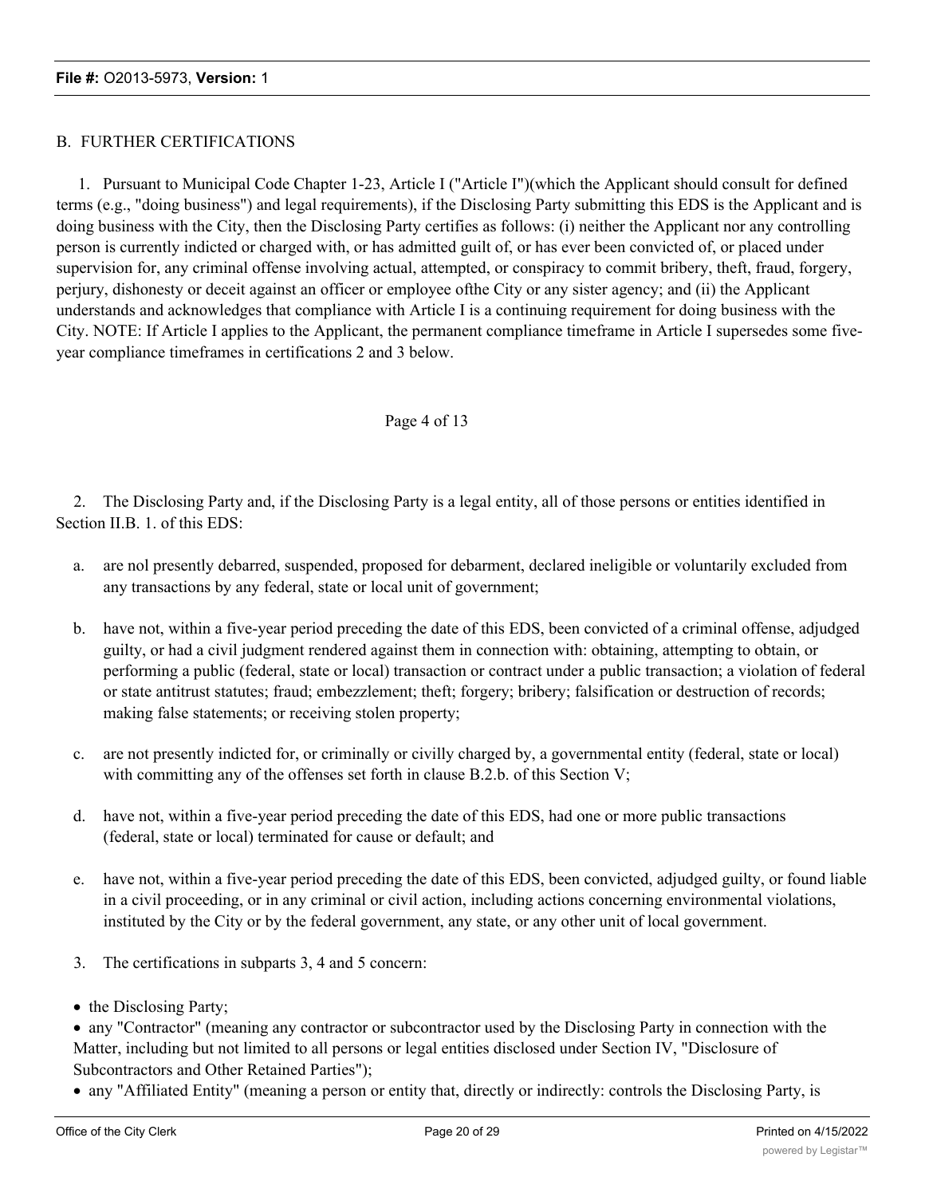## B. FURTHER CERTIFICATIONS

1. Pursuant to Municipal Code Chapter 1-23, Article I ("Article I")(which the Applicant should consult for defined terms (e.g., "doing business") and legal requirements), if the Disclosing Party submitting this EDS is the Applicant and is doing business with the City, then the Disclosing Party certifies as follows: (i) neither the Applicant nor any controlling person is currently indicted or charged with, or has admitted guilt of, or has ever been convicted of, or placed under supervision for, any criminal offense involving actual, attempted, or conspiracy to commit bribery, theft, fraud, forgery, perjury, dishonesty or deceit against an officer or employee ofthe City or any sister agency; and (ii) the Applicant understands and acknowledges that compliance with Article I is a continuing requirement for doing business with the City. NOTE: If Article I applies to the Applicant, the permanent compliance timeframe in Article I supersedes some five-year compliance timeframes in certifications 2 and 3 below.

Page 4 of 13

2. The Disclosing Party and, if the Disclosing Party is a legal entity, all of those persons or entities identified in Section II.B. 1. of this EDS:

a. are nol presently debarred, suspended, proposed for debarment, declared ineligible or voluntarily excluded from any transactions by any federal, state or local unit of government;

b. have not, within a five-year period preceding the date of this EDS, been convicted of a criminal offense, adjudged guilty, or had a civil judgment rendered against them in connection with: obtaining, attempting to obtain, or performing a public (federal, state or local) transaction or contract under a public transaction; a violation of federal or state antitrust statutes; fraud; embezzlement; theft; forgery; bribery; falsification or destruction of records; making false statements; or receiving stolen property;

c. are not presently indicted for, or criminally or civilly charged by, a governmental entity (federal, state or local) with committing any of the offenses set forth in clause B.2.b. of this Section V;

d. have not, within a five-year period preceding the date of this EDS, had one or more public transactions (federal, state or local) terminated for cause or default; and

e. have not, within a five-year period preceding the date of this EDS, been convicted, adjudged guilty, or found liable in a civil proceeding, or in any criminal or civil action, including actions concerning environmental violations, instituted by the City or by the federal government, any state, or any other unit of local government.

3. The certifications in subparts 3, 4 and 5 concern:

- the Disclosing Party;
- any "Contractor" (meaning any contractor or subcontractor used by the Disclosing Party in connection with the Matter, including but not limited to all persons or legal entities disclosed under Section IV, "Disclosure of Subcontractors and Other Retained Parties");
- any "Affiliated Entity" (meaning a person or entity that, directly or indirectly: controls the Disclosing Party, is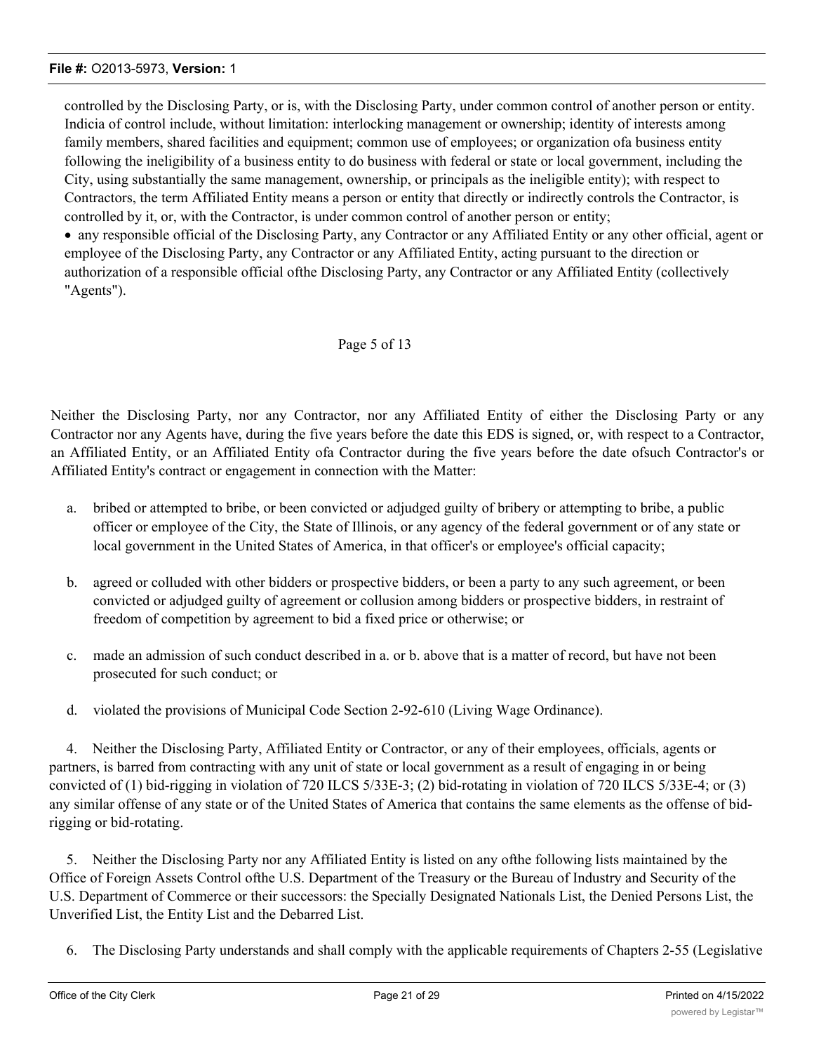controlled by the Disclosing Party, or is, with the Disclosing Party, under common control of another person or entity. Indicia of control include, without limitation: interlocking management or ownership; identity of interests among family members, shared facilities and equipment; common use of employees; or organization ofa business entity following the ineligibility of a business entity to do business with federal or state or local government, including the City, using substantially the same management, ownership, or principals as the ineligible entity); with respect to Contractors, the term Affiliated Entity means a person or entity that directly or indirectly controls the Contractor, is controlled by it, or, with the Contractor, is under common control of another person or entity;

- any responsible official of the Disclosing Party, any Contractor or any Affiliated Entity or any other official, agent or employee of the Disclosing Party, any Contractor or any Affiliated Entity, acting pursuant to the direction or authorization of a responsible official ofthe Disclosing Party, any Contractor or any Affiliated Entity (collectively "Agents").

Page 5 of 13

Neither the Disclosing Party, nor any Contractor, nor any Affiliated Entity of either the Disclosing Party or any Contractor nor any Agents have, during the five years before the date this EDS is signed, or, with respect to a Contractor, an Affiliated Entity, or an Affiliated Entity ofa Contractor during the five years before the date ofsuch Contractor's or Affiliated Entity's contract or engagement in connection with the Matter:

a. bribed or attempted to bribe, or been convicted or adjudged guilty of bribery or attempting to bribe, a public officer or employee of the City, the State of Illinois, or any agency of the federal government or of any state or local government in the United States of America, in that officer's or employee's official capacity;

b. agreed or colluded with other bidders or prospective bidders, or been a party to any such agreement, or been convicted or adjudged guilty of agreement or collusion among bidders or prospective bidders, in restraint of freedom of competition by agreement to bid a fixed price or otherwise; or

c. made an admission of such conduct described in a. or b. above that is a matter of record, but have not been prosecuted for such conduct; or

d. violated the provisions of Municipal Code Section 2-92-610 (Living Wage Ordinance).

4. Neither the Disclosing Party, Affiliated Entity or Contractor, or any of their employees, officials, agents or partners, is barred from contracting with any unit of state or local government as a result of engaging in or being convicted of (1) bid-rigging in violation of 720 ILCS 5/33E-3; (2) bid-rotating in violation of 720 ILCS 5/33E-4; or (3) any similar offense of any state or of the United States of America that contains the same elements as the offense of bid-rigging or bid-rotating.

5. Neither the Disclosing Party nor any Affiliated Entity is listed on any ofthe following lists maintained by the Office of Foreign Assets Control ofthe U.S. Department of the Treasury or the Bureau of Industry and Security of the U.S. Department of Commerce or their successors: the Specially Designated Nationals List, the Denied Persons List, the Unverified List, the Entity List and the Debarred List.

6. The Disclosing Party understands and shall comply with the applicable requirements of Chapters 2-55 (Legislative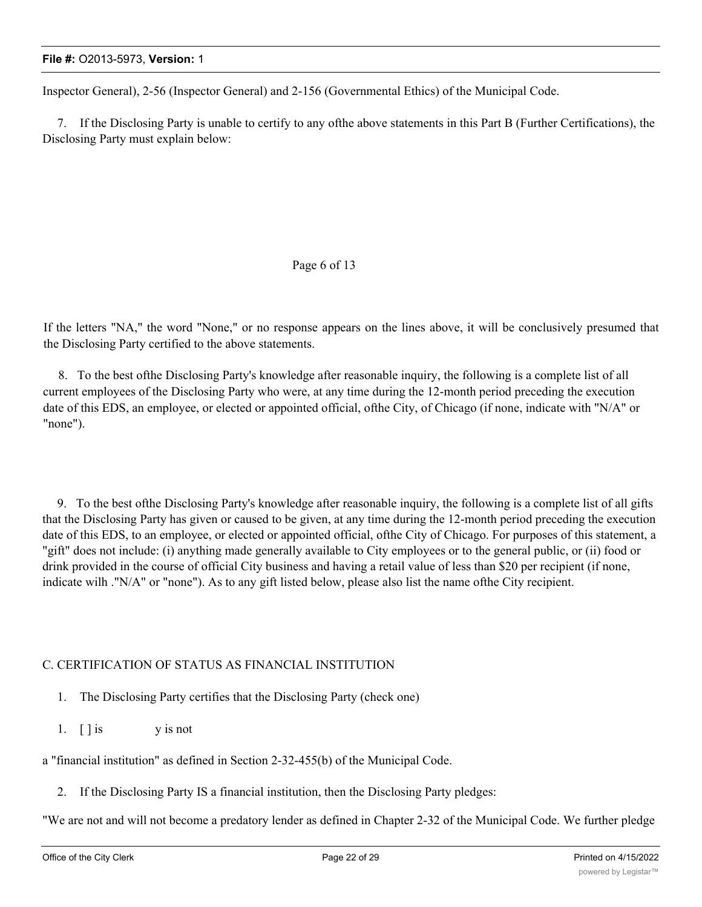Inspector General), 2-56 (Inspector General) and 2-156 (Governmental Ethics) of the Municipal Code.

7. If the Disclosing Party is unable to certify to any ofthe above statements in this Part B (Further Certifications), the Disclosing Party must explain below:

Page 6 of 13

If the letters "NA," the word "None," or no response appears on the lines above, it will be conclusively presumed that the Disclosing Party certified to the above statements.

8. To the best ofthe Disclosing Party's knowledge after reasonable inquiry, the following is a complete list of all current employees of the Disclosing Party who were, at any time during the 12-month period preceding the execution date of this EDS, an employee, or elected or appointed official, ofthe City, of Chicago (if none, indicate with "N/A" or "none").

9. To the best ofthe Disclosing Party's knowledge after reasonable inquiry, the following is a complete list of all gifts that the Disclosing Party has given or caused to be given, at any time during the 12-month period preceding the execution date of this EDS, to an employee, or elected or appointed official, ofthe City of Chicago. For purposes of this statement, a "gift" does not include: (i) anything made generally available to City employees or to the general public, or (ii) food or drink provided in the course of official City business and having a retail value of less than $20 per recipient (if none, indicate wilh ."N/A" or "none"). As to any gift listed below, please also list the name ofthe City recipient.

C. CERTIFICATION OF STATUS AS FINANCIAL INSTITUTION

1. The Disclosing Party certifies that the Disclosing Party (check one)

1. [ ] is y is not

a "financial institution" as defined in Section 2-32-455(b) of the Municipal Code.

2. If the Disclosing Party IS a financial institution, then the Disclosing Party pledges:

"We are not and will not become a predatory lender as defined in Chapter 2-32 of the Municipal Code. We further pledge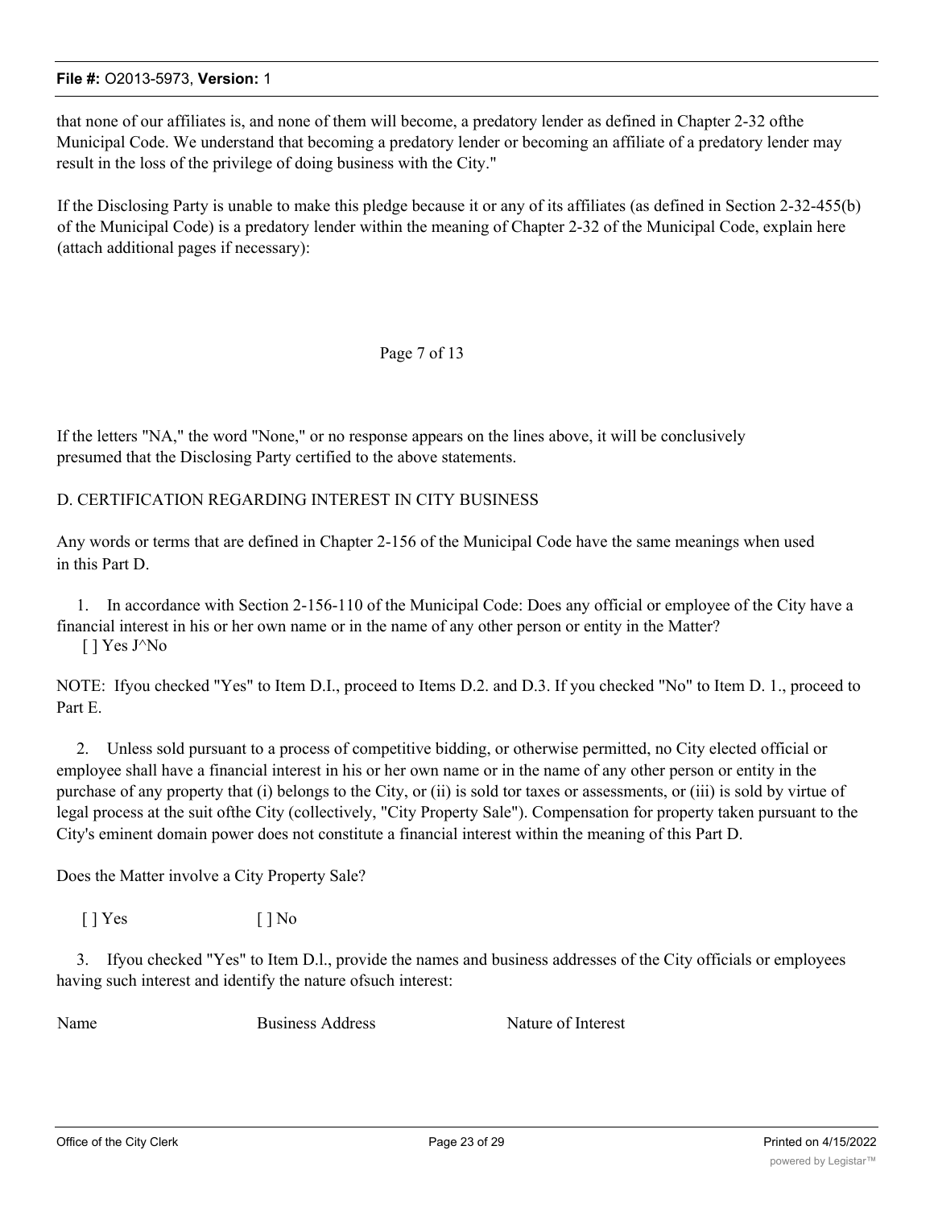that none of our affiliates is, and none of them will become, a predatory lender as defined in Chapter 2-32 ofthe Municipal Code. We understand that becoming a predatory lender or becoming an affiliate of a predatory lender may result in the loss of the privilege of doing business with the City."

If the Disclosing Party is unable to make this pledge because it or any of its affiliates (as defined in Section 2-32-455(b) of the Municipal Code) is a predatory lender within the meaning of Chapter 2-32 of the Municipal Code, explain here (attach additional pages if necessary):

Page 7 of 13

If the letters "NA," the word "None," or no response appears on the lines above, it will be conclusively presumed that the Disclosing Party certified to the above statements.

D. CERTIFICATION REGARDING INTEREST IN CITY BUSINESS

Any words or terms that are defined in Chapter 2-156 of the Municipal Code have the same meanings when used in this Part D.

1. In accordance with Section 2-156-110 of the Municipal Code: Does any official or employee of the City have a financial interest in his or her own name or in the name of any other person or entity in the Matter?
[ ] Yes J^No

NOTE: Ifyou checked "Yes" to Item D.I., proceed to Items D.2. and D.3. If you checked "No" to Item D. 1., proceed to Part E.

2. Unless sold pursuant to a process of competitive bidding, or otherwise permitted, no City elected official or employee shall have a financial interest in his or her own name or in the name of any other person or entity in the purchase of any property that (i) belongs to the City, or (ii) is sold tor taxes or assessments, or (iii) is sold by virtue of legal process at the suit ofthe City (collectively, "City Property Sale"). Compensation for property taken pursuant to the City's eminent domain power does not constitute a financial interest within the meaning of this Part D.

Does the Matter involve a City Property Sale?

[ ] Yes [ ] No

3. Ifyou checked "Yes" to Item D.l., provide the names and business addresses of the City officials or employees having such interest and identify the nature ofsuch interest:

| Name | Business Address | Nature of Interest |
|---|---|---|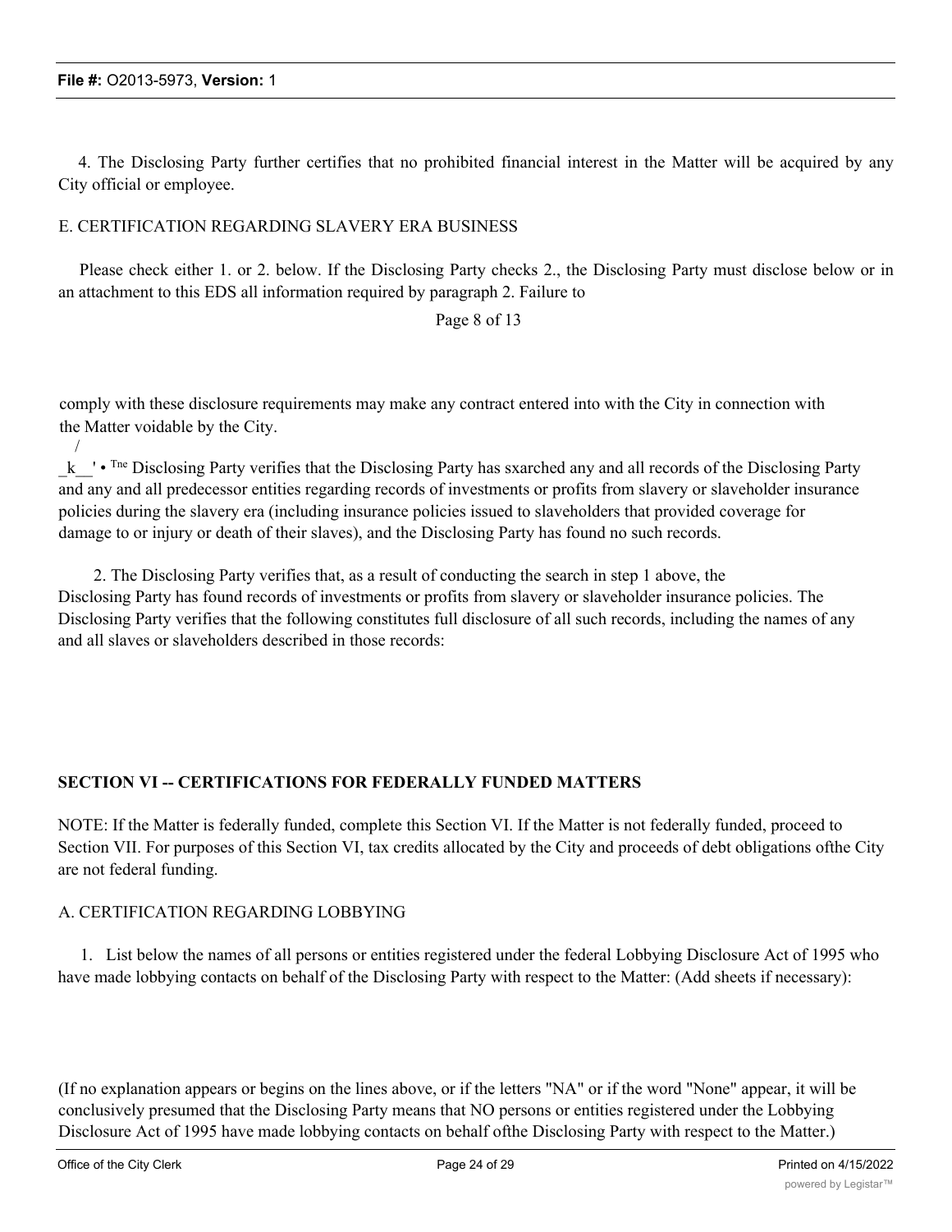4. The Disclosing Party further certifies that no prohibited financial interest in the Matter will be acquired by any City official or employee.

E. CERTIFICATION REGARDING SLAVERY ERA BUSINESS

Please check either 1. or 2. below. If the Disclosing Party checks 2., the Disclosing Party must disclose below or in an attachment to this EDS all information required by paragraph 2. Failure to

comply with these disclosure requirements may make any contract entered into with the City in connection with the Matter voidable by the City.

/
_k__' • Tne Disclosing Party verifies that the Disclosing Party has sxarched any and all records of the Disclosing Party and any and all predecessor entities regarding records of investments or profits from slavery or slaveholder insurance policies during the slavery era (including insurance policies issued to slaveholders that provided coverage for damage to or injury or death of their slaves), and the Disclosing Party has found no such records.

2. The Disclosing Party verifies that, as a result of conducting the search in step 1 above, the Disclosing Party has found records of investments or profits from slavery or slaveholder insurance policies. The Disclosing Party verifies that the following constitutes full disclosure of all such records, including the names of any and all slaves or slaveholders described in those records:

**SECTION VI -- CERTIFICATIONS FOR FEDERALLY FUNDED MATTERS**

NOTE: If the Matter is federally funded, complete this Section VI. If the Matter is not federally funded, proceed to Section VII. For purposes of this Section VI, tax credits allocated by the City and proceeds of debt obligations ofthe City are not federal funding.

A. CERTIFICATION REGARDING LOBBYING

1. List below the names of all persons or entities registered under the federal Lobbying Disclosure Act of 1995 who have made lobbying contacts on behalf of the Disclosing Party with respect to the Matter: (Add sheets if necessary):

(If no explanation appears or begins on the lines above, or if the letters "NA" or if the word "None" appear, it will be conclusively presumed that the Disclosing Party means that NO persons or entities registered under the Lobbying Disclosure Act of 1995 have made lobbying contacts on behalf ofthe Disclosing Party with respect to the Matter.)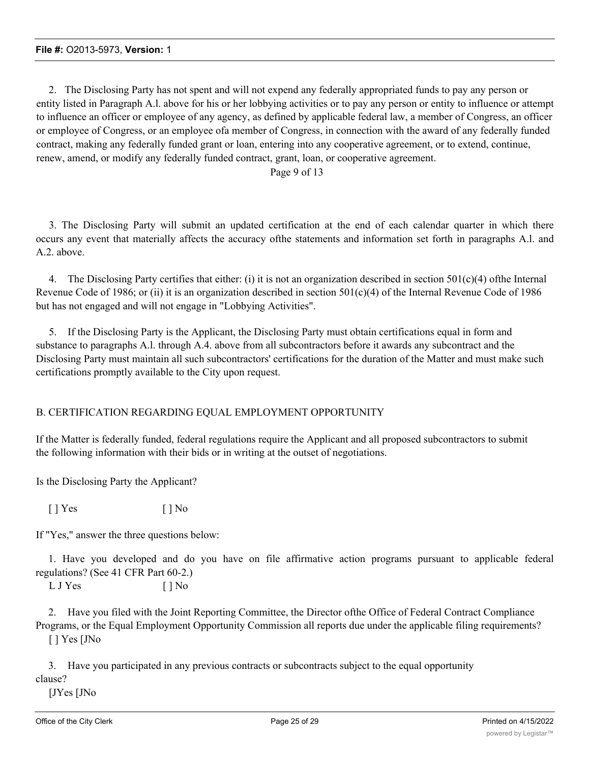2. The Disclosing Party has not spent and will not expend any federally appropriated funds to pay any person or entity listed in Paragraph A.l. above for his or her lobbying activities or to pay any person or entity to influence or attempt to influence an officer or employee of any agency, as defined by applicable federal law, a member of Congress, an officer or employee of Congress, or an employee ofa member of Congress, in connection with the award of any federally funded contract, making any federally funded grant or loan, entering into any cooperative agreement, or to extend, continue, renew, amend, or modify any federally funded contract, grant, loan, or cooperative agreement.

Page 9 of 13

3. The Disclosing Party will submit an updated certification at the end of each calendar quarter in which there occurs any event that materially affects the accuracy ofthe statements and information set forth in paragraphs A.l. and A.2. above.

4. The Disclosing Party certifies that either: (i) it is not an organization described in section 501(c)(4) ofthe Internal Revenue Code of 1986; or (ii) it is an organization described in section 501(c)(4) of the Internal Revenue Code of 1986 but has not engaged and will not engage in "Lobbying Activities".

5. If the Disclosing Party is the Applicant, the Disclosing Party must obtain certifications equal in form and substance to paragraphs A.l. through A.4. above from all subcontractors before it awards any subcontract and the Disclosing Party must maintain all such subcontractors' certifications for the duration of the Matter and must make such certifications promptly available to the City upon request.

B. CERTIFICATION REGARDING EQUAL EMPLOYMENT OPPORTUNITY

If the Matter is federally funded, federal regulations require the Applicant and all proposed subcontractors to submit the following information with their bids or in writing at the outset of negotiations.

Is the Disclosing Party the Applicant?

[ ] Yes [ ] No

If "Yes," answer the three questions below:

1. Have you developed and do you have on file affirmative action programs pursuant to applicable federal regulations? (See 41 CFR Part 60-2.)

L J Yes [ ] No

2. Have you filed with the Joint Reporting Committee, the Director ofthe Office of Federal Contract Compliance Programs, or the Equal Employment Opportunity Commission all reports due under the applicable filing requirements?

[ ] Yes [JNo

3. Have you participated in any previous contracts or subcontracts subject to the equal opportunity clause?

[JYes [JNo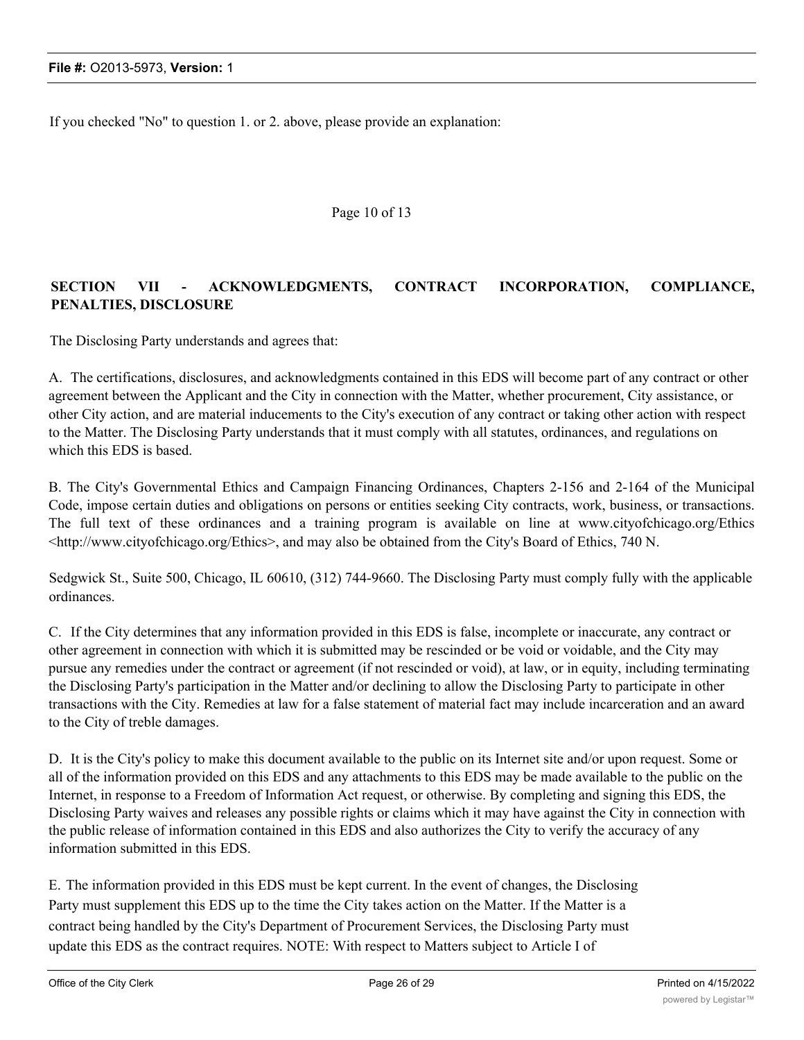If you checked "No" to question 1. or 2. above, please provide an explanation:

Page 10 of 13

**SECTION VII - ACKNOWLEDGMENTS, CONTRACT INCORPORATION, COMPLIANCE, PENALTIES, DISCLOSURE**

The Disclosing Party understands and agrees that:

A. The certifications, disclosures, and acknowledgments contained in this EDS will become part of any contract or other agreement between the Applicant and the City in connection with the Matter, whether procurement, City assistance, or other City action, and are material inducements to the City's execution of any contract or taking other action with respect to the Matter. The Disclosing Party understands that it must comply with all statutes, ordinances, and regulations on which this EDS is based.

B. The City's Governmental Ethics and Campaign Financing Ordinances, Chapters 2-156 and 2-164 of the Municipal Code, impose certain duties and obligations on persons or entities seeking City contracts, work, business, or transactions. The full text of these ordinances and a training program is available on line at www.cityofchicago.org/Ethics <http://www.cityofchicago.org/Ethics>, and may also be obtained from the City's Board of Ethics, 740 N.

Sedgwick St., Suite 500, Chicago, IL 60610, (312) 744-9660. The Disclosing Party must comply fully with the applicable ordinances.

C. If the City determines that any information provided in this EDS is false, incomplete or inaccurate, any contract or other agreement in connection with which it is submitted may be rescinded or be void or voidable, and the City may pursue any remedies under the contract or agreement (if not rescinded or void), at law, or in equity, including terminating the Disclosing Party's participation in the Matter and/or declining to allow the Disclosing Party to participate in other transactions with the City. Remedies at law for a false statement of material fact may include incarceration and an award to the City of treble damages.

D. It is the City's policy to make this document available to the public on its Internet site and/or upon request. Some or all of the information provided on this EDS and any attachments to this EDS may be made available to the public on the Internet, in response to a Freedom of Information Act request, or otherwise. By completing and signing this EDS, the Disclosing Party waives and releases any possible rights or claims which it may have against the City in connection with the public release of information contained in this EDS and also authorizes the City to verify the accuracy of any information submitted in this EDS.

E. The information provided in this EDS must be kept current. In the event of changes, the Disclosing Party must supplement this EDS up to the time the City takes action on the Matter. If the Matter is a contract being handled by the City's Department of Procurement Services, the Disclosing Party must update this EDS as the contract requires. NOTE: With respect to Matters subject to Article I of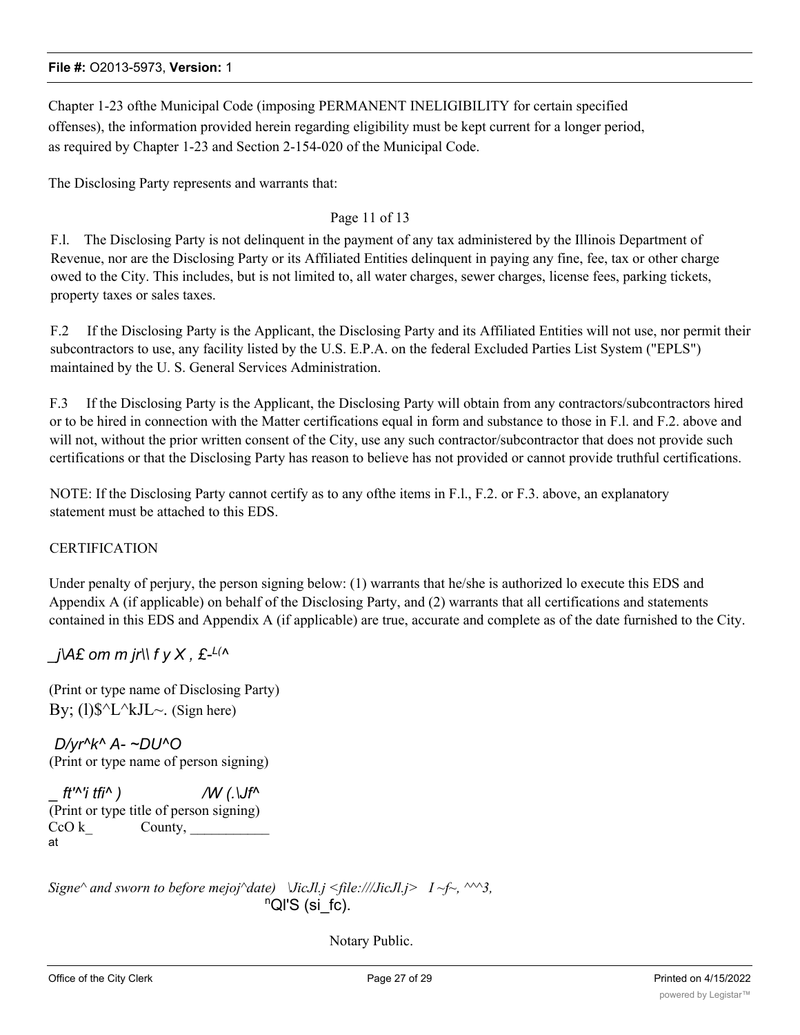Chapter 1-23 ofthe Municipal Code (imposing PERMANENT INELIGIBILITY for certain specified offenses), the information provided herein regarding eligibility must be kept current for a longer period, as required by Chapter 1-23 and Section 2-154-020 of the Municipal Code.

The Disclosing Party represents and warrants that:

Page 11 of 13

F.l. The Disclosing Party is not delinquent in the payment of any tax administered by the Illinois Department of Revenue, nor are the Disclosing Party or its Affiliated Entities delinquent in paying any fine, fee, tax or other charge owed to the City. This includes, but is not limited to, all water charges, sewer charges, license fees, parking tickets, property taxes or sales taxes.

F.2 If the Disclosing Party is the Applicant, the Disclosing Party and its Affiliated Entities will not use, nor permit their subcontractors to use, any facility listed by the U.S. E.P.A. on the federal Excluded Parties List System ("EPLS") maintained by the U. S. General Services Administration.

F.3 If the Disclosing Party is the Applicant, the Disclosing Party will obtain from any contractors/subcontractors hired or to be hired in connection with the Matter certifications equal in form and substance to those in F.l. and F.2. above and will not, without the prior written consent of the City, use any such contractor/subcontractor that does not provide such certifications or that the Disclosing Party has reason to believe has not provided or cannot provide truthful certifications.

NOTE: If the Disclosing Party cannot certify as to any ofthe items in F.l., F.2. or F.3. above, an explanatory statement must be attached to this EDS.

CERTIFICATION

Under penalty of perjury, the person signing below: (1) warrants that he/she is authorized lo execute this EDS and Appendix A (if applicable) on behalf of the Disclosing Party, and (2) warrants that all certifications and statements contained in this EDS and Appendix A (if applicable) are true, accurate and complete as of the date furnished to the City.

_j\A£ om m jr\\ f y X , £-L(^

(Print or type name of Disclosing Party)

By; (l)$^L^kJL~. (Sign here)

D/yr^k^ A- ~DU^O

(Print or type name of person signing)

_ ft'^'i tfi^ ) /W (.\Jf^

(Print or type title of person signing)

CcO k_ County, ___________

at

Signe^ and sworn to before mejoj^date) \JicJl.j <file:///JicJl.j> I ~f~, ^^^3,

QI'S (si_fc).

Notary Public.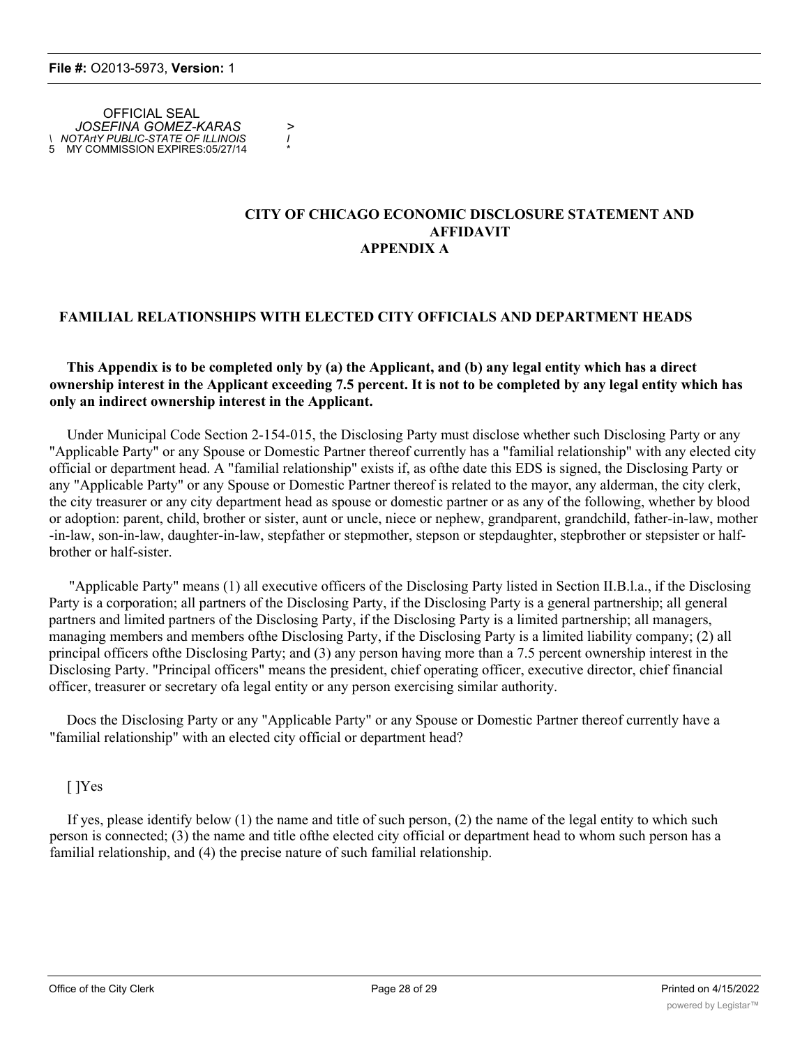OFFICIAL SEAL
*JOSEFINA GOMEZ-KARAS* >
\ *NOTArtY PUBLIC-STATE OF ILLINOIS* *I*
5 MY COMMISSION EXPIRES:05/27/14 *

**CITY OF CHICAGO ECONOMIC DISCLOSURE STATEMENT AND AFFIDAVIT**
**APPENDIX A**

**FAMILIAL RELATIONSHIPS WITH ELECTED CITY OFFICIALS AND DEPARTMENT HEADS**

**This Appendix is to be completed only by (a) the Applicant, and (b) any legal entity which has a direct ownership interest in the Applicant exceeding 7.5 percent. It is not to be completed by any legal entity which has only an indirect ownership interest in the Applicant.**

Under Municipal Code Section 2-154-015, the Disclosing Party must disclose whether such Disclosing Party or any "Applicable Party" or any Spouse or Domestic Partner thereof currently has a "familial relationship" with any elected city official or department head. A "familial relationship" exists if, as ofthe date this EDS is signed, the Disclosing Party or any "Applicable Party" or any Spouse or Domestic Partner thereof is related to the mayor, any alderman, the city clerk, the city treasurer or any city department head as spouse or domestic partner or as any of the following, whether by blood or adoption: parent, child, brother or sister, aunt or uncle, niece or nephew, grandparent, grandchild, father-in-law, mother -in-law, son-in-law, daughter-in-law, stepfather or stepmother, stepson or stepdaughter, stepbrother or stepsister or half-brother or half-sister.

"Applicable Party" means (1) all executive officers of the Disclosing Party listed in Section II.B.l.a., if the Disclosing Party is a corporation; all partners of the Disclosing Party, if the Disclosing Party is a general partnership; all general partners and limited partners of the Disclosing Party, if the Disclosing Party is a limited partnership; all managers, managing members and members ofthe Disclosing Party, if the Disclosing Party is a limited liability company; (2) all principal officers ofthe Disclosing Party; and (3) any person having more than a 7.5 percent ownership interest in the Disclosing Party. "Principal officers" means the president, chief operating officer, executive director, chief financial officer, treasurer or secretary ofa legal entity or any person exercising similar authority.

Docs the Disclosing Party or any "Applicable Party" or any Spouse or Domestic Partner thereof currently have a "familial relationship" with an elected city official or department head?

[ ]Yes

If yes, please identify below (1) the name and title of such person, (2) the name of the legal entity to which such person is connected; (3) the name and title ofthe elected city official or department head to whom such person has a familial relationship, and (4) the precise nature of such familial relationship.